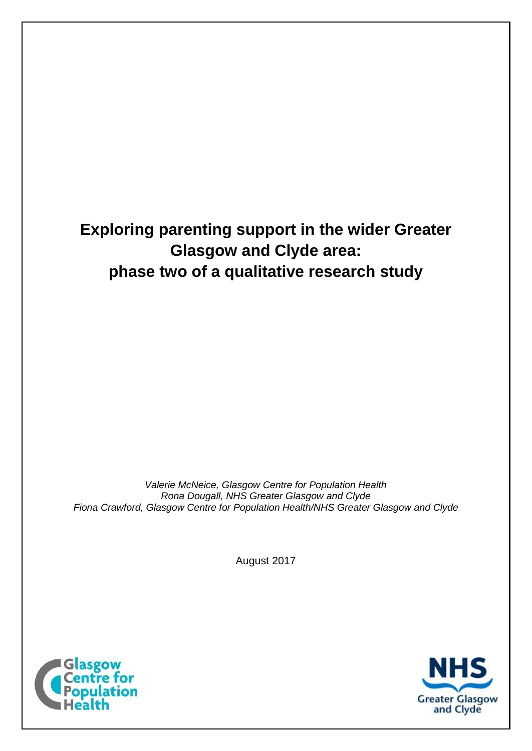# Exploring parenting support in the wider Greater Glasgow and Clyde area: phase two of a qualitative research study

*Valerie McNeice, Glasgow Centre for Population Health*
*Rona Dougall, NHS Greater Glasgow and Clyde*
*Fiona Crawford, Glasgow Centre for Population Health/NHS Greater Glasgow and Clyde*

August 2017

Glasgow Centre for Population Health

NHS Greater Glasgow and Clyde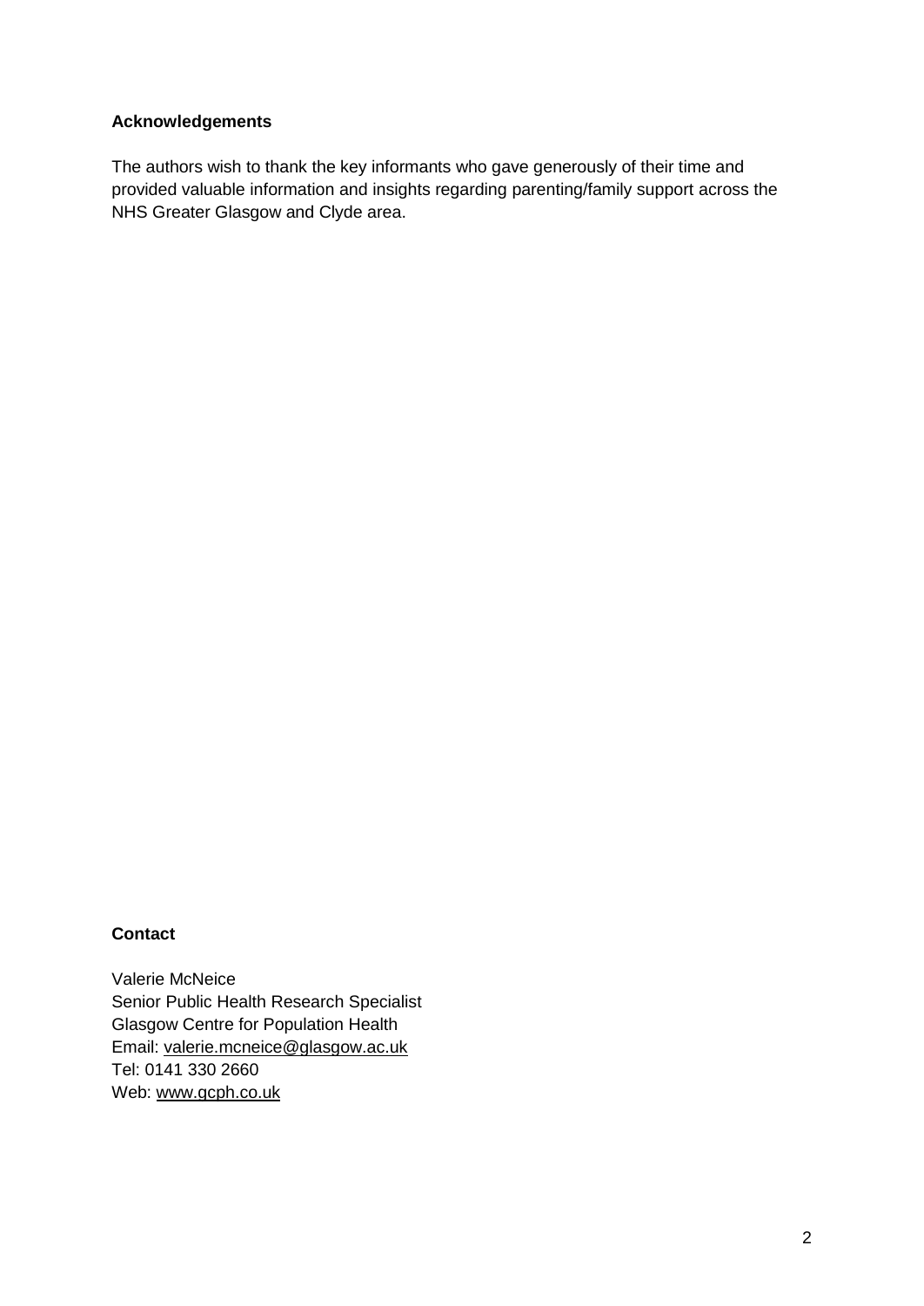**Acknowledgements**

The authors wish to thank the key informants who gave generously of their time and provided valuable information and insights regarding parenting/family support across the NHS Greater Glasgow and Clyde area.

**Contact**

Valerie McNeice
Senior Public Health Research Specialist
Glasgow Centre for Population Health
Email: valerie.mcneice@glasgow.ac.uk
Tel: 0141 330 2660
Web: www.gcph.co.uk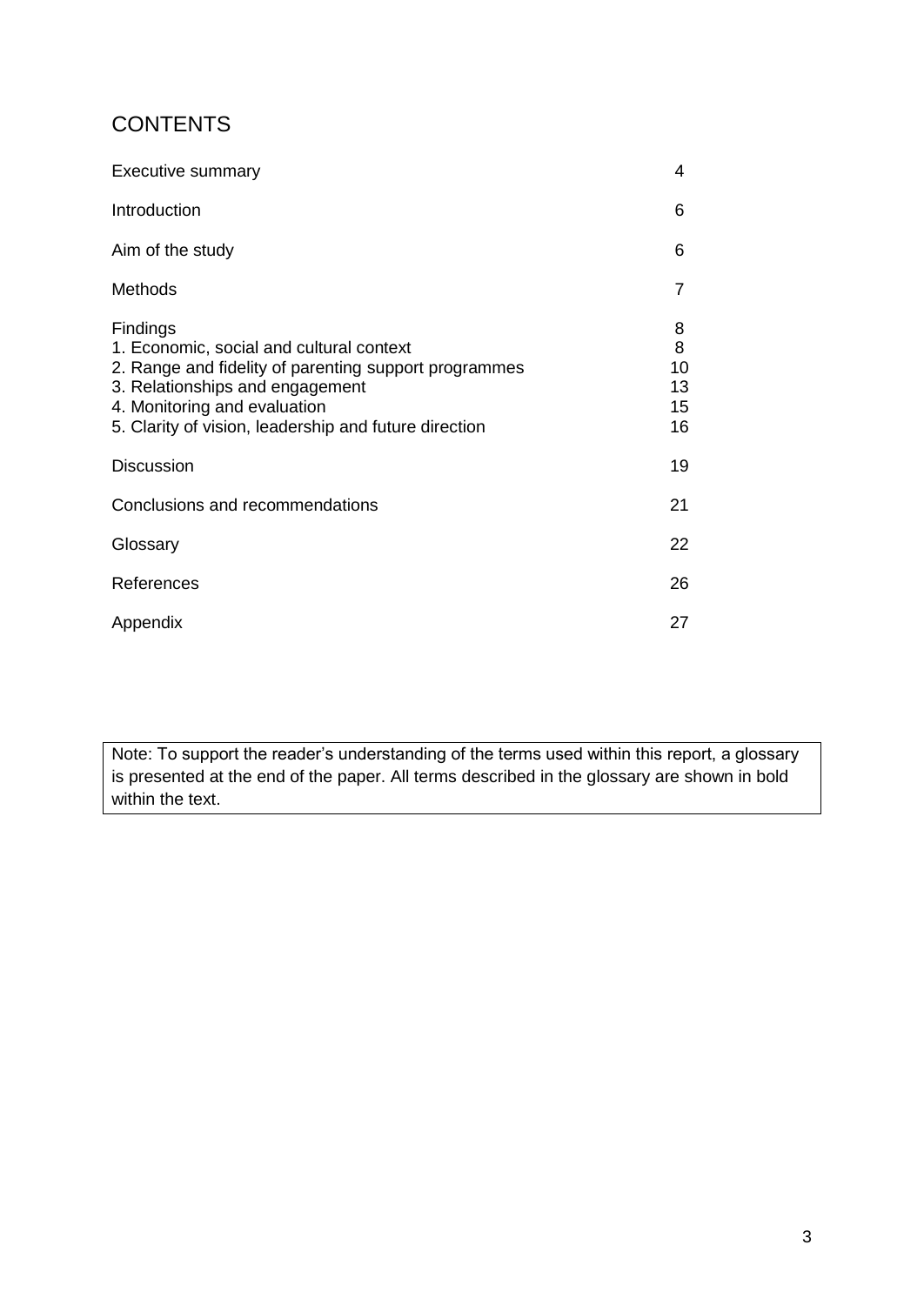# CONTENTS

| | |
|---|---|
| Executive summary | 4 |
| Introduction | 6 |
| Aim of the study | 6 |
| Methods | 7 |
| Findings | 8 |
| 1. Economic, social and cultural context | 8 |
| 2. Range and fidelity of parenting support programmes | 10 |
| 3. Relationships and engagement | 13 |
| 4. Monitoring and evaluation | 15 |
| 5. Clarity of vision, leadership and future direction | 16 |
| Discussion | 19 |
| Conclusions and recommendations | 21 |
| Glossary | 22 |
| References | 26 |
| Appendix | 27 |

Note: To support the reader's understanding of the terms used within this report, a glossary is presented at the end of the paper. All terms described in the glossary are shown in bold within the text.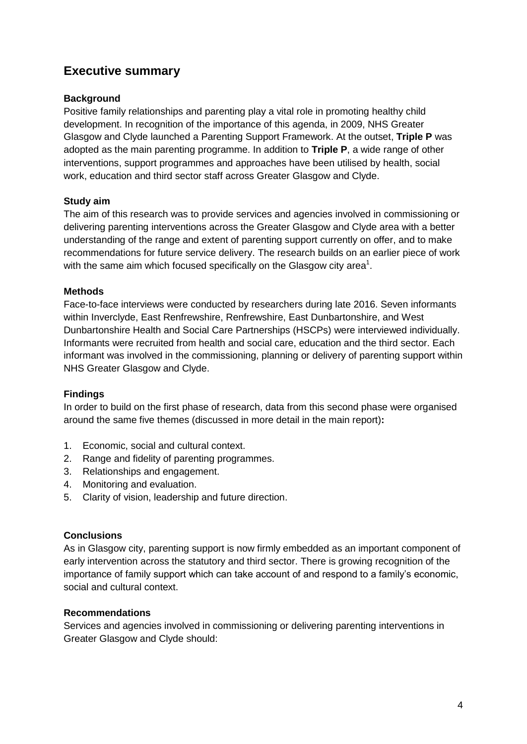## Executive summary

**Background**

Positive family relationships and parenting play a vital role in promoting healthy child development. In recognition of the importance of this agenda, in 2009, NHS Greater Glasgow and Clyde launched a Parenting Support Framework. At the outset, **Triple P** was adopted as the main parenting programme. In addition to **Triple P**, a wide range of other interventions, support programmes and approaches have been utilised by health, social work, education and third sector staff across Greater Glasgow and Clyde.

**Study aim**

The aim of this research was to provide services and agencies involved in commissioning or delivering parenting interventions across the Greater Glasgow and Clyde area with a better understanding of the range and extent of parenting support currently on offer, and to make recommendations for future service delivery. The research builds on an earlier piece of work with the same aim which focused specifically on the Glasgow city area[1].

**Methods**

Face-to-face interviews were conducted by researchers during late 2016. Seven informants within Inverclyde, East Renfrewshire, Renfrewshire, East Dunbartonshire, and West Dunbartonshire Health and Social Care Partnerships (HSCPs) were interviewed individually. Informants were recruited from health and social care, education and the third sector. Each informant was involved in the commissioning, planning or delivery of parenting support within NHS Greater Glasgow and Clyde.

**Findings**

In order to build on the first phase of research, data from this second phase were organised around the same five themes (discussed in more detail in the main report)**:**

1. Economic, social and cultural context.
2. Range and fidelity of parenting programmes.
3. Relationships and engagement.
4. Monitoring and evaluation.
5. Clarity of vision, leadership and future direction.

**Conclusions**

As in Glasgow city, parenting support is now firmly embedded as an important component of early intervention across the statutory and third sector. There is growing recognition of the importance of family support which can take account of and respond to a family's economic, social and cultural context.

**Recommendations**

Services and agencies involved in commissioning or delivering parenting interventions in Greater Glasgow and Clyde should: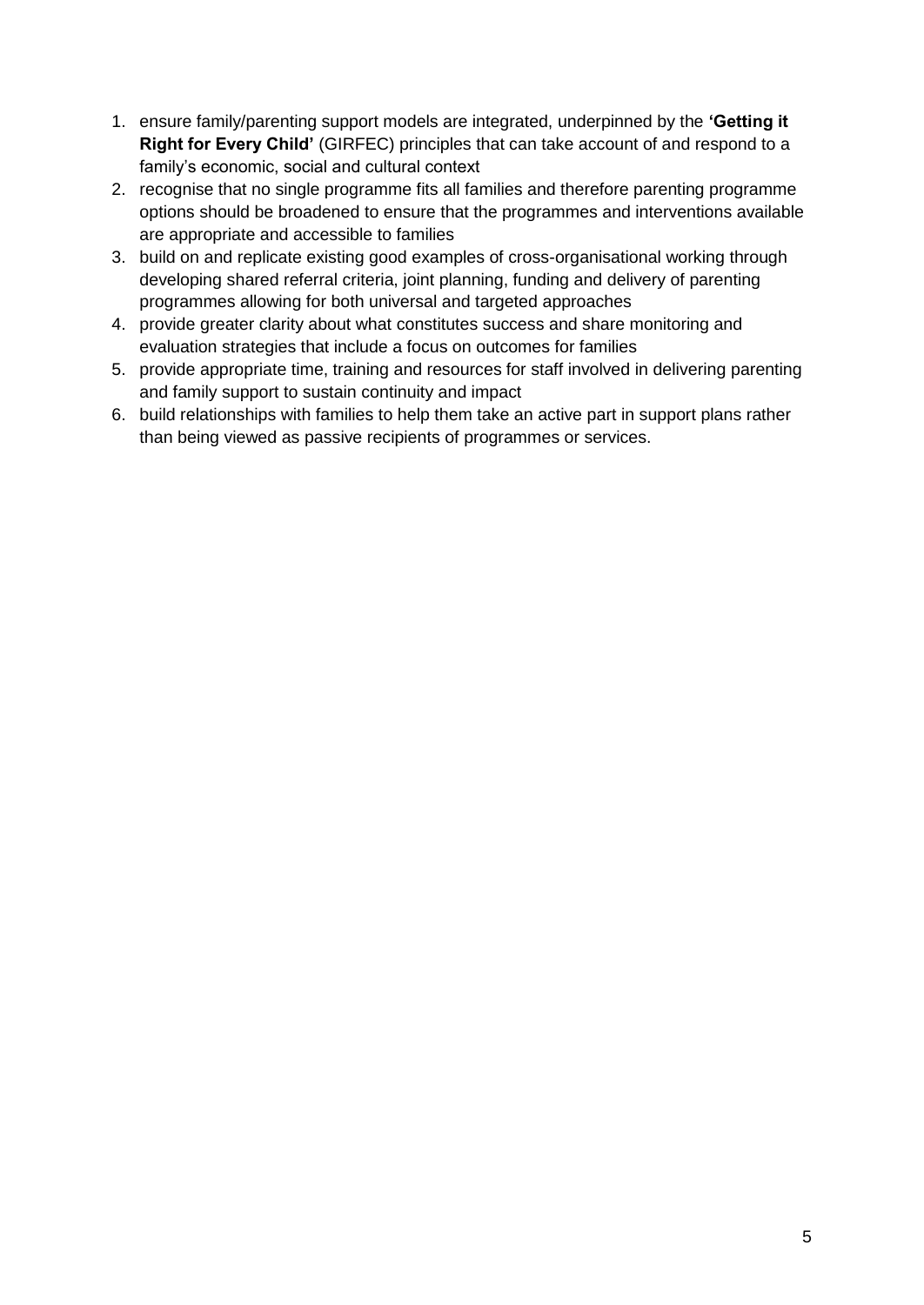1. ensure family/parenting support models are integrated, underpinned by the **'Getting it Right for Every Child'** (GIRFEC) principles that can take account of and respond to a family's economic, social and cultural context
2. recognise that no single programme fits all families and therefore parenting programme options should be broadened to ensure that the programmes and interventions available are appropriate and accessible to families
3. build on and replicate existing good examples of cross-organisational working through developing shared referral criteria, joint planning, funding and delivery of parenting programmes allowing for both universal and targeted approaches
4. provide greater clarity about what constitutes success and share monitoring and evaluation strategies that include a focus on outcomes for families
5. provide appropriate time, training and resources for staff involved in delivering parenting and family support to sustain continuity and impact
6. build relationships with families to help them take an active part in support plans rather than being viewed as passive recipients of programmes or services.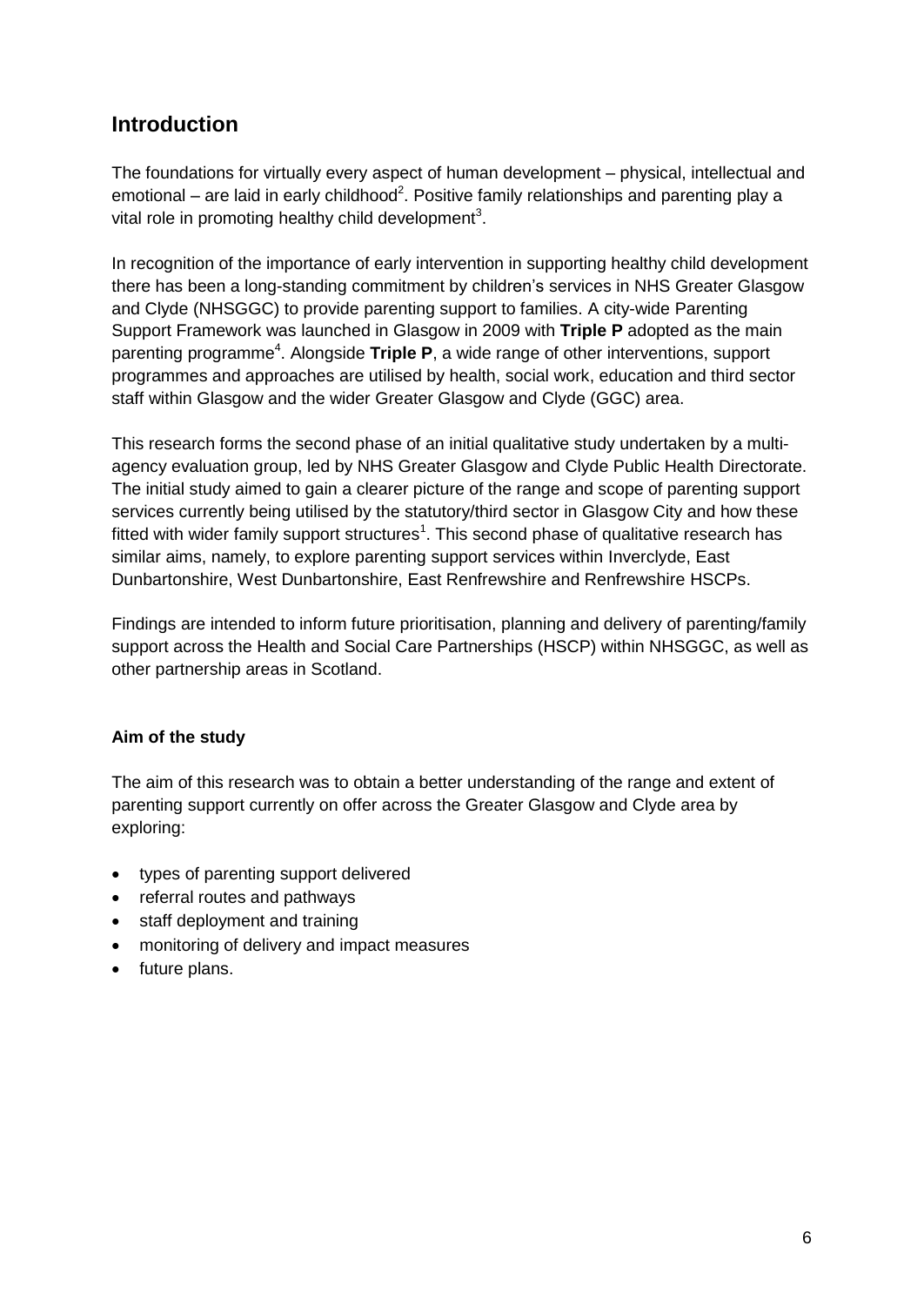## Introduction

The foundations for virtually every aspect of human development – physical, intellectual and emotional – are laid in early childhood[2]. Positive family relationships and parenting play a vital role in promoting healthy child development[3].

In recognition of the importance of early intervention in supporting healthy child development there has been a long-standing commitment by children's services in NHS Greater Glasgow and Clyde (NHSGGC) to provide parenting support to families. A city-wide Parenting Support Framework was launched in Glasgow in 2009 with **Triple P** adopted as the main parenting programme[4]. Alongside **Triple P**, a wide range of other interventions, support programmes and approaches are utilised by health, social work, education and third sector staff within Glasgow and the wider Greater Glasgow and Clyde (GGC) area.

This research forms the second phase of an initial qualitative study undertaken by a multi-agency evaluation group, led by NHS Greater Glasgow and Clyde Public Health Directorate. The initial study aimed to gain a clearer picture of the range and scope of parenting support services currently being utilised by the statutory/third sector in Glasgow City and how these fitted with wider family support structures[1]. This second phase of qualitative research has similar aims, namely, to explore parenting support services within Inverclyde, East Dunbartonshire, West Dunbartonshire, East Renfrewshire and Renfrewshire HSCPs.

Findings are intended to inform future prioritisation, planning and delivery of parenting/family support across the Health and Social Care Partnerships (HSCP) within NHSGGC, as well as other partnership areas in Scotland.

### Aim of the study

The aim of this research was to obtain a better understanding of the range and extent of parenting support currently on offer across the Greater Glasgow and Clyde area by exploring:

- types of parenting support delivered
- referral routes and pathways
- staff deployment and training
- monitoring of delivery and impact measures
- future plans.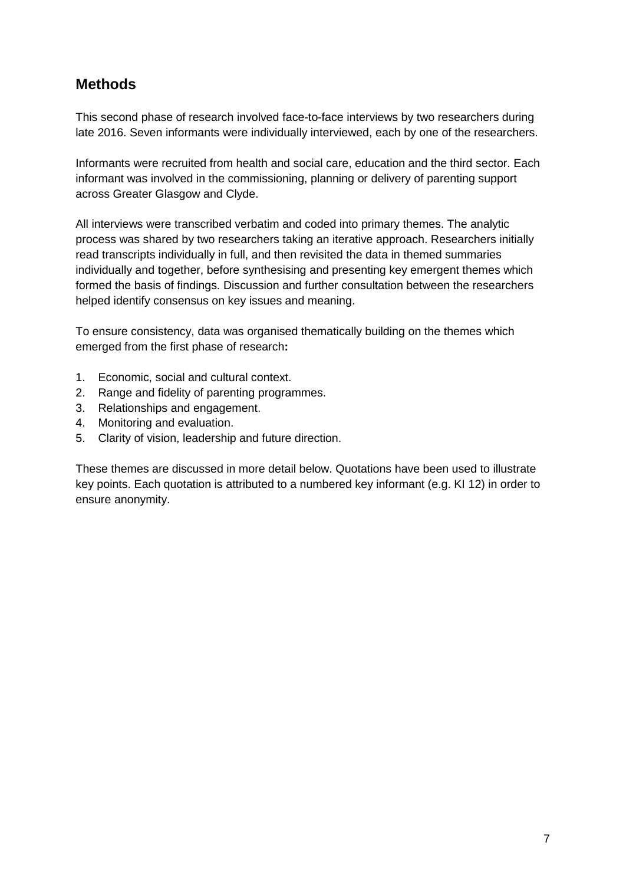## Methods

This second phase of research involved face-to-face interviews by two researchers during late 2016. Seven informants were individually interviewed, each by one of the researchers.

Informants were recruited from health and social care, education and the third sector. Each informant was involved in the commissioning, planning or delivery of parenting support across Greater Glasgow and Clyde.

All interviews were transcribed verbatim and coded into primary themes. The analytic process was shared by two researchers taking an iterative approach. Researchers initially read transcripts individually in full, and then revisited the data in themed summaries individually and together, before synthesising and presenting key emergent themes which formed the basis of findings. Discussion and further consultation between the researchers helped identify consensus on key issues and meaning.

To ensure consistency, data was organised thematically building on the themes which emerged from the first phase of research**:**

1. Economic, social and cultural context.
2. Range and fidelity of parenting programmes.
3. Relationships and engagement.
4. Monitoring and evaluation.
5. Clarity of vision, leadership and future direction.

These themes are discussed in more detail below. Quotations have been used to illustrate key points. Each quotation is attributed to a numbered key informant (e.g. KI 12) in order to ensure anonymity.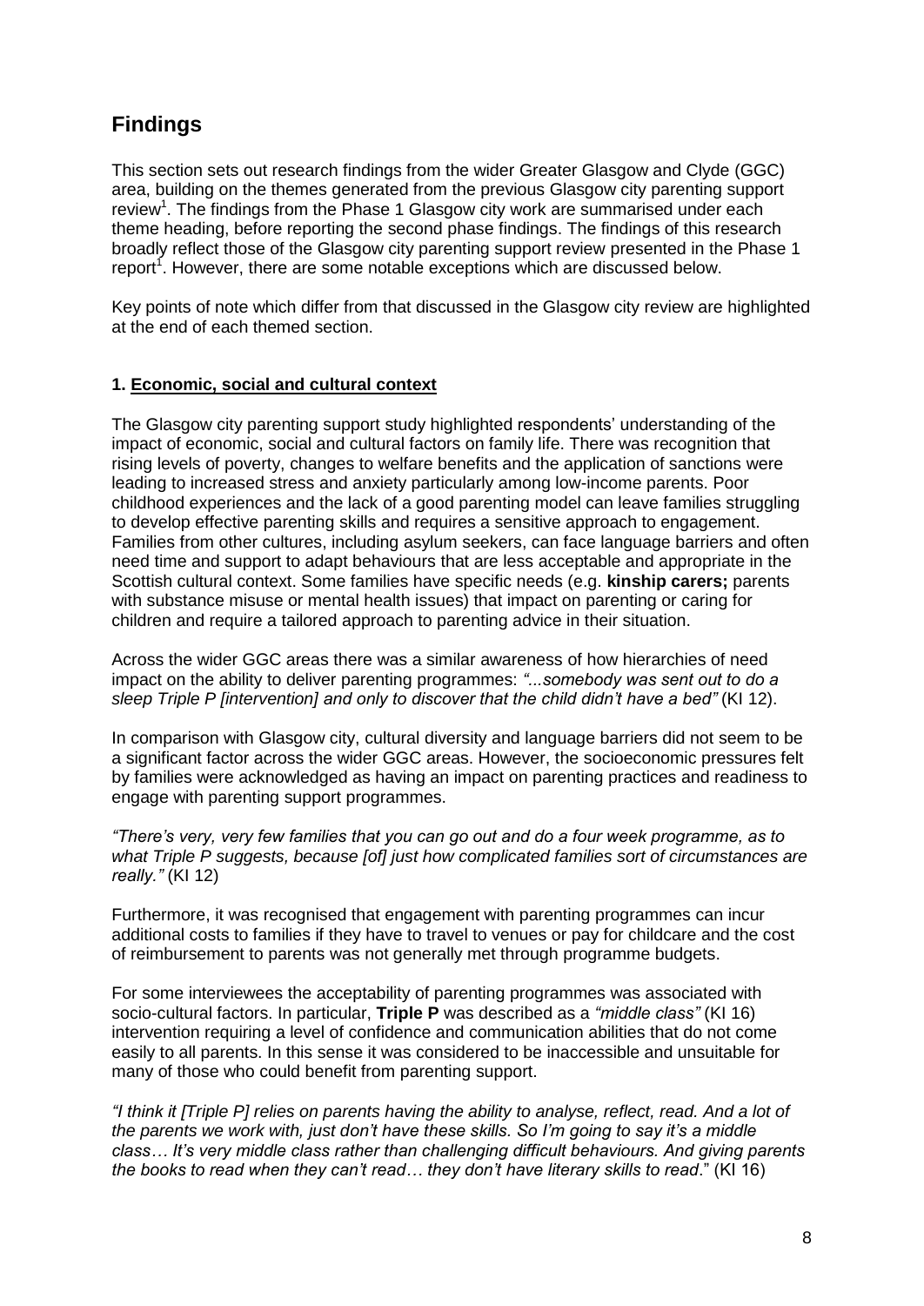## Findings

This section sets out research findings from the wider Greater Glasgow and Clyde (GGC) area, building on the themes generated from the previous Glasgow city parenting support review[1]. The findings from the Phase 1 Glasgow city work are summarised under each theme heading, before reporting the second phase findings. The findings of this research broadly reflect those of the Glasgow city parenting support review presented in the Phase 1 report[1]. However, there are some notable exceptions which are discussed below.

Key points of note which differ from that discussed in the Glasgow city review are highlighted at the end of each themed section.

### 1. Economic, social and cultural context

The Glasgow city parenting support study highlighted respondents' understanding of the impact of economic, social and cultural factors on family life. There was recognition that rising levels of poverty, changes to welfare benefits and the application of sanctions were leading to increased stress and anxiety particularly among low-income parents. Poor childhood experiences and the lack of a good parenting model can leave families struggling to develop effective parenting skills and requires a sensitive approach to engagement. Families from other cultures, including asylum seekers, can face language barriers and often need time and support to adapt behaviours that are less acceptable and appropriate in the Scottish cultural context. Some families have specific needs (e.g. **kinship carers;** parents with substance misuse or mental health issues) that impact on parenting or caring for children and require a tailored approach to parenting advice in their situation.

Across the wider GGC areas there was a similar awareness of how hierarchies of need impact on the ability to deliver parenting programmes: *"...somebody was sent out to do a sleep Triple P [intervention] and only to discover that the child didn't have a bed"* (KI 12).

In comparison with Glasgow city, cultural diversity and language barriers did not seem to be a significant factor across the wider GGC areas. However, the socioeconomic pressures felt by families were acknowledged as having an impact on parenting practices and readiness to engage with parenting support programmes.

*"There's very, very few families that you can go out and do a four week programme, as to what Triple P suggests, because [of] just how complicated families sort of circumstances are really."* (KI 12)

Furthermore, it was recognised that engagement with parenting programmes can incur additional costs to families if they have to travel to venues or pay for childcare and the cost of reimbursement to parents was not generally met through programme budgets.

For some interviewees the acceptability of parenting programmes was associated with socio-cultural factors. In particular, **Triple P** was described as a *"middle class"* (KI 16) intervention requiring a level of confidence and communication abilities that do not come easily to all parents. In this sense it was considered to be inaccessible and unsuitable for many of those who could benefit from parenting support.

*"I think it [Triple P] relies on parents having the ability to analyse, reflect, read. And a lot of the parents we work with, just don't have these skills. So I'm going to say it's a middle class… It's very middle class rather than challenging difficult behaviours. And giving parents the books to read when they can't read… they don't have literary skills to read*." (KI 16)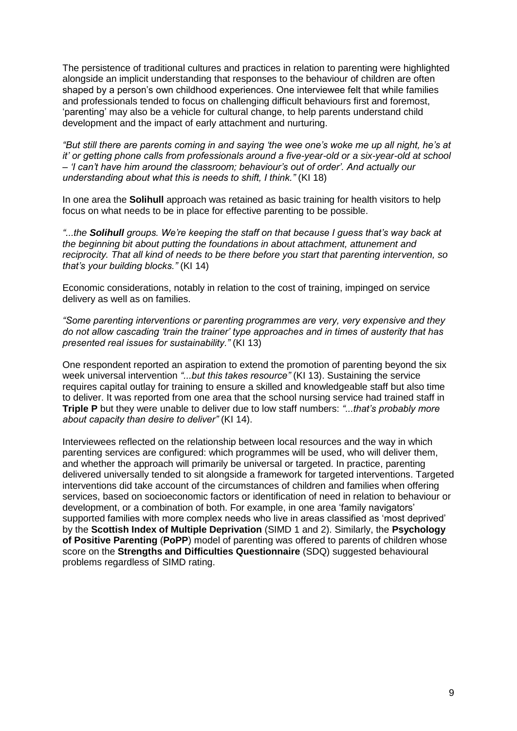The persistence of traditional cultures and practices in relation to parenting were highlighted alongside an implicit understanding that responses to the behaviour of children are often shaped by a person's own childhood experiences. One interviewee felt that while families and professionals tended to focus on challenging difficult behaviours first and foremost, 'parenting' may also be a vehicle for cultural change, to help parents understand child development and the impact of early attachment and nurturing.

*"But still there are parents coming in and saying 'the wee one's woke me up all night, he's at it' or getting phone calls from professionals around a five-year-old or a six-year-old at school – 'I can't have him around the classroom; behaviour's out of order'. And actually our understanding about what this is needs to shift, I think."* (KI 18)

In one area the **Solihull** approach was retained as basic training for health visitors to help focus on what needs to be in place for effective parenting to be possible.

*"...the **Solihull** groups. We're keeping the staff on that because I guess that's way back at the beginning bit about putting the foundations in about attachment, attunement and reciprocity. That all kind of needs to be there before you start that parenting intervention, so that's your building blocks."* (KI 14)

Economic considerations, notably in relation to the cost of training, impinged on service delivery as well as on families.

*"Some parenting interventions or parenting programmes are very, very expensive and they do not allow cascading 'train the trainer' type approaches and in times of austerity that has presented real issues for sustainability."* (KI 13)

One respondent reported an aspiration to extend the promotion of parenting beyond the six week universal intervention *"...but this takes resource"* (KI 13). Sustaining the service requires capital outlay for training to ensure a skilled and knowledgeable staff but also time to deliver. It was reported from one area that the school nursing service had trained staff in **Triple P** but they were unable to deliver due to low staff numbers: *"...that's probably more about capacity than desire to deliver"* (KI 14).

Interviewees reflected on the relationship between local resources and the way in which parenting services are configured: which programmes will be used, who will deliver them, and whether the approach will primarily be universal or targeted. In practice, parenting delivered universally tended to sit alongside a framework for targeted interventions. Targeted interventions did take account of the circumstances of children and families when offering services, based on socioeconomic factors or identification of need in relation to behaviour or development, or a combination of both. For example, in one area 'family navigators' supported families with more complex needs who live in areas classified as 'most deprived' by the **Scottish Index of Multiple Deprivation** (SIMD 1 and 2). Similarly, the **Psychology of Positive Parenting** (**PoPP**) model of parenting was offered to parents of children whose score on the **Strengths and Difficulties Questionnaire** (SDQ) suggested behavioural problems regardless of SIMD rating.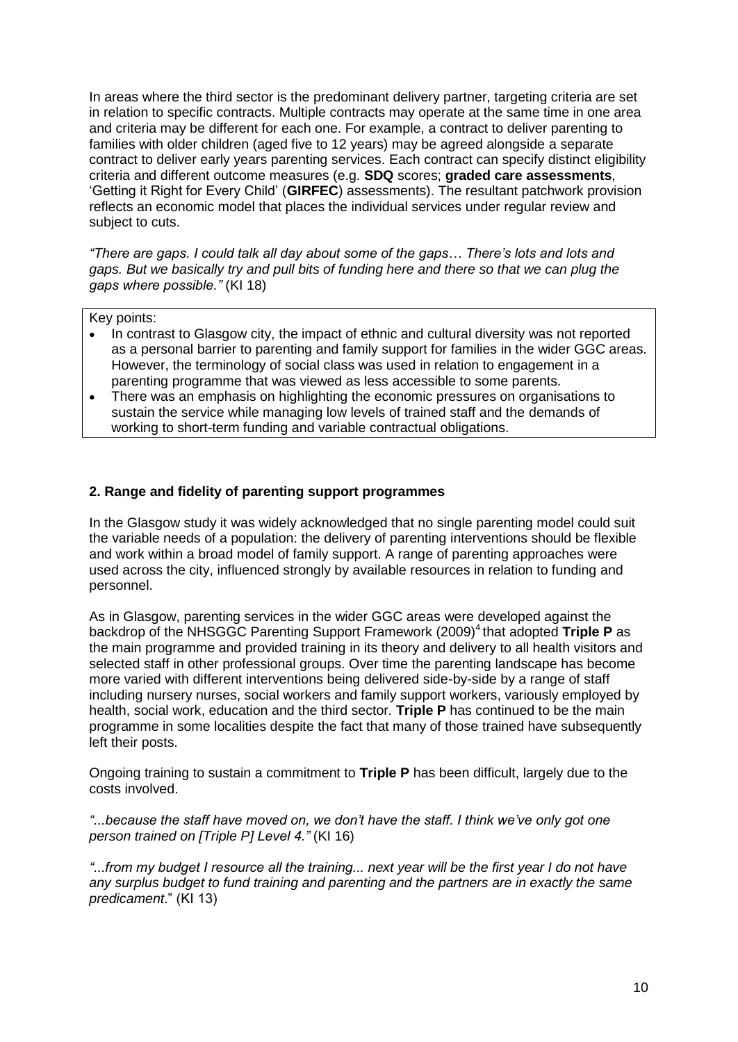In areas where the third sector is the predominant delivery partner, targeting criteria are set in relation to specific contracts. Multiple contracts may operate at the same time in one area and criteria may be different for each one. For example, a contract to deliver parenting to families with older children (aged five to 12 years) may be agreed alongside a separate contract to deliver early years parenting services. Each contract can specify distinct eligibility criteria and different outcome measures (e.g. **SDQ** scores; **graded care assessments**, 'Getting it Right for Every Child' (**GIRFEC**) assessments). The resultant patchwork provision reflects an economic model that places the individual services under regular review and subject to cuts.

*"There are gaps. I could talk all day about some of the gaps… There's lots and lots and gaps. But we basically try and pull bits of funding here and there so that we can plug the gaps where possible."* (KI 18)

Key points:

- In contrast to Glasgow city, the impact of ethnic and cultural diversity was not reported as a personal barrier to parenting and family support for families in the wider GGC areas. However, the terminology of social class was used in relation to engagement in a parenting programme that was viewed as less accessible to some parents.
- There was an emphasis on highlighting the economic pressures on organisations to sustain the service while managing low levels of trained staff and the demands of working to short-term funding and variable contractual obligations.

**2. Range and fidelity of parenting support programmes**

In the Glasgow study it was widely acknowledged that no single parenting model could suit the variable needs of a population: the delivery of parenting interventions should be flexible and work within a broad model of family support. A range of parenting approaches were used across the city, influenced strongly by available resources in relation to funding and personnel.

As in Glasgow, parenting services in the wider GGC areas were developed against the backdrop of the NHSGGC Parenting Support Framework (2009)[4] that adopted **Triple P** as the main programme and provided training in its theory and delivery to all health visitors and selected staff in other professional groups. Over time the parenting landscape has become more varied with different interventions being delivered side-by-side by a range of staff including nursery nurses, social workers and family support workers, variously employed by health, social work, education and the third sector. **Triple P** has continued to be the main programme in some localities despite the fact that many of those trained have subsequently left their posts.

Ongoing training to sustain a commitment to **Triple P** has been difficult, largely due to the costs involved.

*"...because the staff have moved on, we don't have the staff. I think we've only got one person trained on [Triple P] Level 4."* (KI 16)

*"...from my budget I resource all the training... next year will be the first year I do not have any surplus budget to fund training and parenting and the partners are in exactly the same predicament*." (KI 13)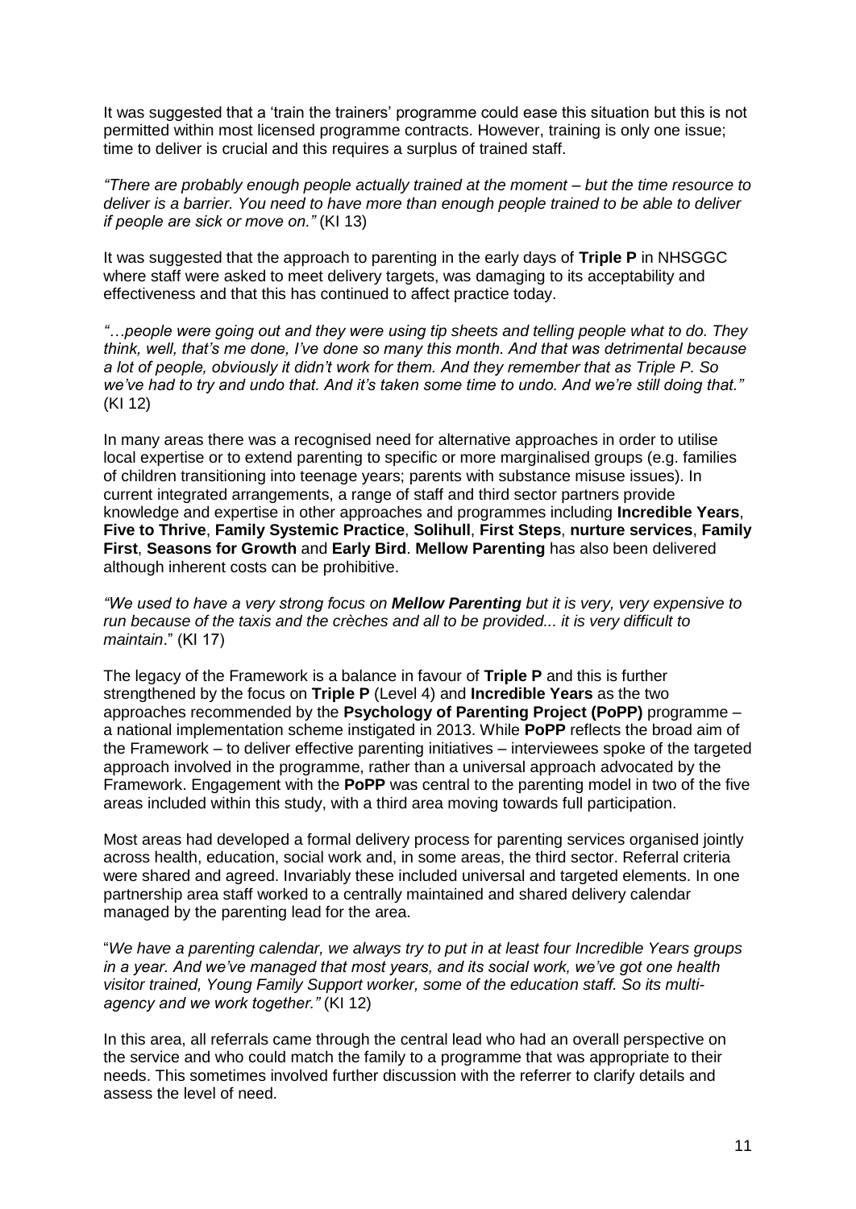It was suggested that a 'train the trainers' programme could ease this situation but this is not permitted within most licensed programme contracts. However, training is only one issue; time to deliver is crucial and this requires a surplus of trained staff.

*"There are probably enough people actually trained at the moment – but the time resource to deliver is a barrier. You need to have more than enough people trained to be able to deliver if people are sick or move on."* (KI 13)

It was suggested that the approach to parenting in the early days of **Triple P** in NHSGGC where staff were asked to meet delivery targets, was damaging to its acceptability and effectiveness and that this has continued to affect practice today.

*"…people were going out and they were using tip sheets and telling people what to do. They think, well, that's me done, I've done so many this month. And that was detrimental because a lot of people, obviously it didn't work for them. And they remember that as Triple P. So we've had to try and undo that. And it's taken some time to undo. And we're still doing that."* (KI 12)

In many areas there was a recognised need for alternative approaches in order to utilise local expertise or to extend parenting to specific or more marginalised groups (e.g. families of children transitioning into teenage years; parents with substance misuse issues). In current integrated arrangements, a range of staff and third sector partners provide knowledge and expertise in other approaches and programmes including **Incredible Years**, **Five to Thrive**, **Family Systemic Practice**, **Solihull**, **First Steps**, **nurture services**, **Family First**, **Seasons for Growth** and **Early Bird**. **Mellow Parenting** has also been delivered although inherent costs can be prohibitive.

*"We used to have a very strong focus on **Mellow Parenting** but it is very, very expensive to run because of the taxis and the crèches and all to be provided... it is very difficult to maintain*." (KI 17)

The legacy of the Framework is a balance in favour of **Triple P** and this is further strengthened by the focus on **Triple P** (Level 4) and **Incredible Years** as the two approaches recommended by the **Psychology of Parenting Project (PoPP)** programme – a national implementation scheme instigated in 2013. While **PoPP** reflects the broad aim of the Framework – to deliver effective parenting initiatives – interviewees spoke of the targeted approach involved in the programme, rather than a universal approach advocated by the Framework. Engagement with the **PoPP** was central to the parenting model in two of the five areas included within this study, with a third area moving towards full participation.

Most areas had developed a formal delivery process for parenting services organised jointly across health, education, social work and, in some areas, the third sector. Referral criteria were shared and agreed. Invariably these included universal and targeted elements. In one partnership area staff worked to a centrally maintained and shared delivery calendar managed by the parenting lead for the area.

"*We have a parenting calendar, we always try to put in at least four Incredible Years groups in a year. And we've managed that most years, and its social work, we've got one health visitor trained, Young Family Support worker, some of the education staff. So its multi-agency and we work together."* (KI 12)

In this area, all referrals came through the central lead who had an overall perspective on the service and who could match the family to a programme that was appropriate to their needs. This sometimes involved further discussion with the referrer to clarify details and assess the level of need.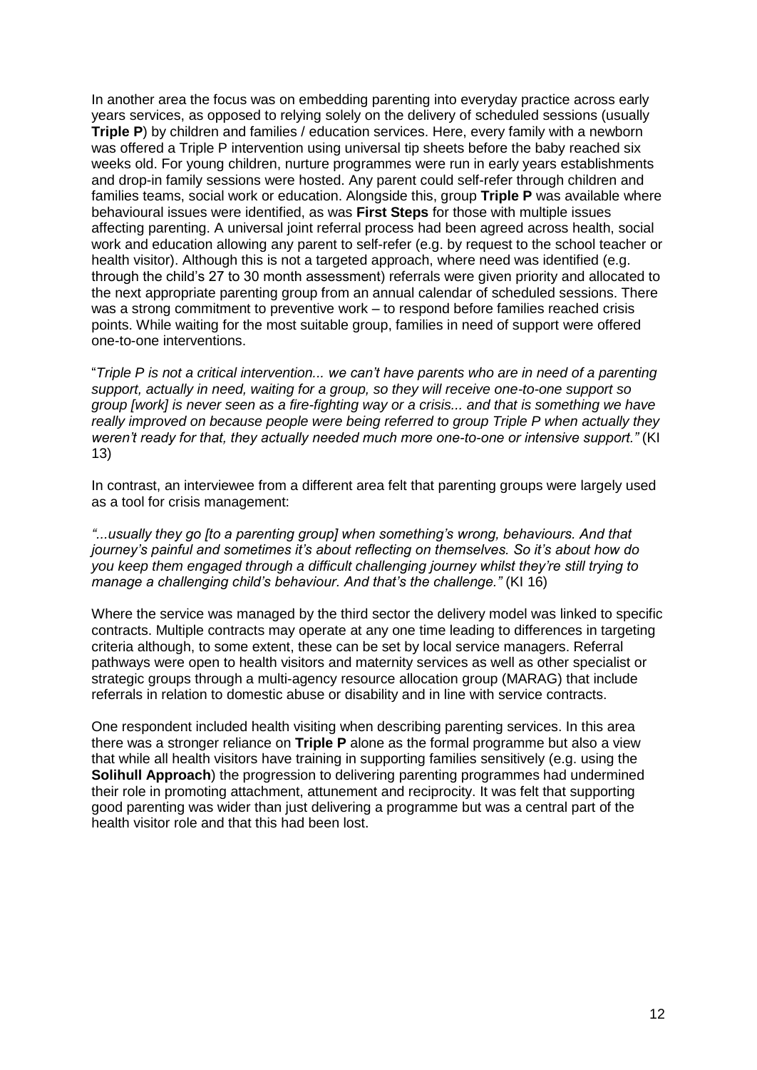In another area the focus was on embedding parenting into everyday practice across early years services, as opposed to relying solely on the delivery of scheduled sessions (usually **Triple P**) by children and families / education services. Here, every family with a newborn was offered a Triple P intervention using universal tip sheets before the baby reached six weeks old. For young children, nurture programmes were run in early years establishments and drop-in family sessions were hosted. Any parent could self-refer through children and families teams, social work or education. Alongside this, group **Triple P** was available where behavioural issues were identified, as was **First Steps** for those with multiple issues affecting parenting. A universal joint referral process had been agreed across health, social work and education allowing any parent to self-refer (e.g. by request to the school teacher or health visitor). Although this is not a targeted approach, where need was identified (e.g. through the child's 27 to 30 month assessment) referrals were given priority and allocated to the next appropriate parenting group from an annual calendar of scheduled sessions. There was a strong commitment to preventive work – to respond before families reached crisis points. While waiting for the most suitable group, families in need of support were offered one-to-one interventions.

"*Triple P is not a critical intervention... we can't have parents who are in need of a parenting support, actually in need, waiting for a group, so they will receive one-to-one support so group [work] is never seen as a fire-fighting way or a crisis... and that is something we have really improved on because people were being referred to group Triple P when actually they weren't ready for that, they actually needed much more one-to-one or intensive support."* (KI 13)

In contrast, an interviewee from a different area felt that parenting groups were largely used as a tool for crisis management:

*"...usually they go [to a parenting group] when something's wrong, behaviours. And that journey's painful and sometimes it's about reflecting on themselves. So it's about how do you keep them engaged through a difficult challenging journey whilst they're still trying to manage a challenging child's behaviour. And that's the challenge."* (KI 16)

Where the service was managed by the third sector the delivery model was linked to specific contracts. Multiple contracts may operate at any one time leading to differences in targeting criteria although, to some extent, these can be set by local service managers. Referral pathways were open to health visitors and maternity services as well as other specialist or strategic groups through a multi-agency resource allocation group (MARAG) that include referrals in relation to domestic abuse or disability and in line with service contracts.

One respondent included health visiting when describing parenting services. In this area there was a stronger reliance on **Triple P** alone as the formal programme but also a view that while all health visitors have training in supporting families sensitively (e.g. using the **Solihull Approach**) the progression to delivering parenting programmes had undermined their role in promoting attachment, attunement and reciprocity. It was felt that supporting good parenting was wider than just delivering a programme but was a central part of the health visitor role and that this had been lost.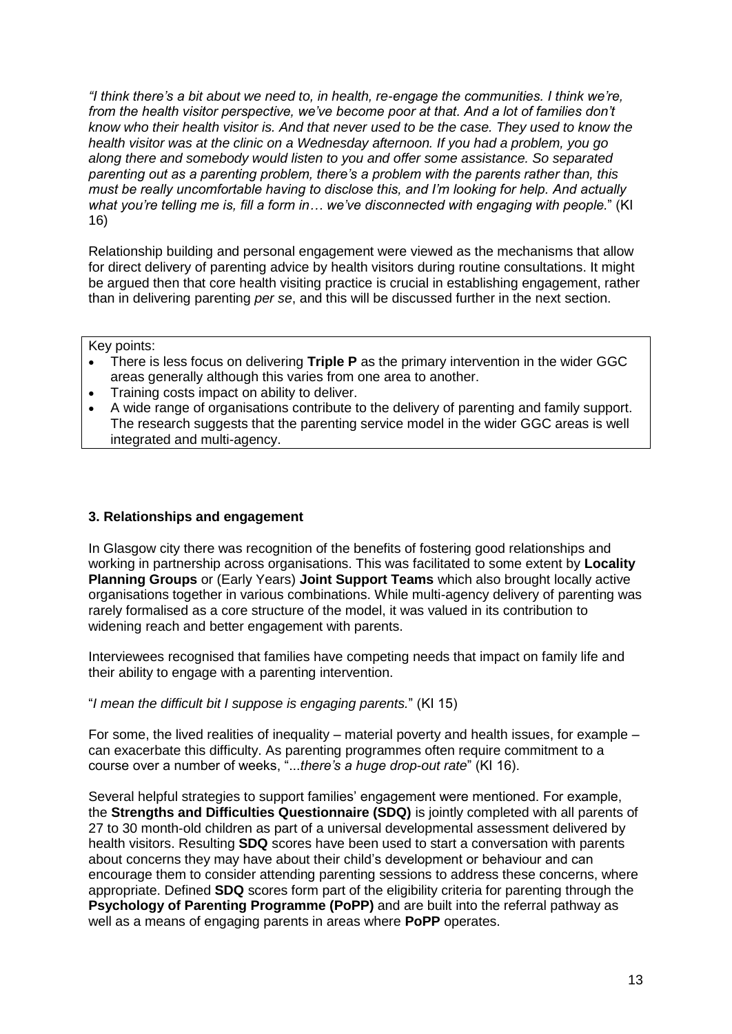*"I think there's a bit about we need to, in health, re-engage the communities. I think we're, from the health visitor perspective, we've become poor at that. And a lot of families don't know who their health visitor is. And that never used to be the case. They used to know the health visitor was at the clinic on a Wednesday afternoon. If you had a problem, you go along there and somebody would listen to you and offer some assistance. So separated parenting out as a parenting problem, there's a problem with the parents rather than, this must be really uncomfortable having to disclose this, and I'm looking for help. And actually what you're telling me is, fill a form in… we've disconnected with engaging with people.*" (KI 16)

Relationship building and personal engagement were viewed as the mechanisms that allow for direct delivery of parenting advice by health visitors during routine consultations. It might be argued then that core health visiting practice is crucial in establishing engagement, rather than in delivering parenting *per se*, and this will be discussed further in the next section.

Key points:

- There is less focus on delivering **Triple P** as the primary intervention in the wider GGC areas generally although this varies from one area to another.
- Training costs impact on ability to deliver.
- A wide range of organisations contribute to the delivery of parenting and family support. The research suggests that the parenting service model in the wider GGC areas is well integrated and multi-agency.

### 3. Relationships and engagement

In Glasgow city there was recognition of the benefits of fostering good relationships and working in partnership across organisations. This was facilitated to some extent by **Locality Planning Groups** or (Early Years) **Joint Support Teams** which also brought locally active organisations together in various combinations. While multi-agency delivery of parenting was rarely formalised as a core structure of the model, it was valued in its contribution to widening reach and better engagement with parents.

Interviewees recognised that families have competing needs that impact on family life and their ability to engage with a parenting intervention.

"*I mean the difficult bit I suppose is engaging parents.*" (KI 15)

For some, the lived realities of inequality – material poverty and health issues, for example – can exacerbate this difficulty. As parenting programmes often require commitment to a course over a number of weeks, "*...there's a huge drop-out rate*" (KI 16).

Several helpful strategies to support families' engagement were mentioned. For example, the **Strengths and Difficulties Questionnaire (SDQ)** is jointly completed with all parents of 27 to 30 month-old children as part of a universal developmental assessment delivered by health visitors. Resulting **SDQ** scores have been used to start a conversation with parents about concerns they may have about their child's development or behaviour and can encourage them to consider attending parenting sessions to address these concerns, where appropriate. Defined **SDQ** scores form part of the eligibility criteria for parenting through the **Psychology of Parenting Programme (PoPP)** and are built into the referral pathway as well as a means of engaging parents in areas where **PoPP** operates.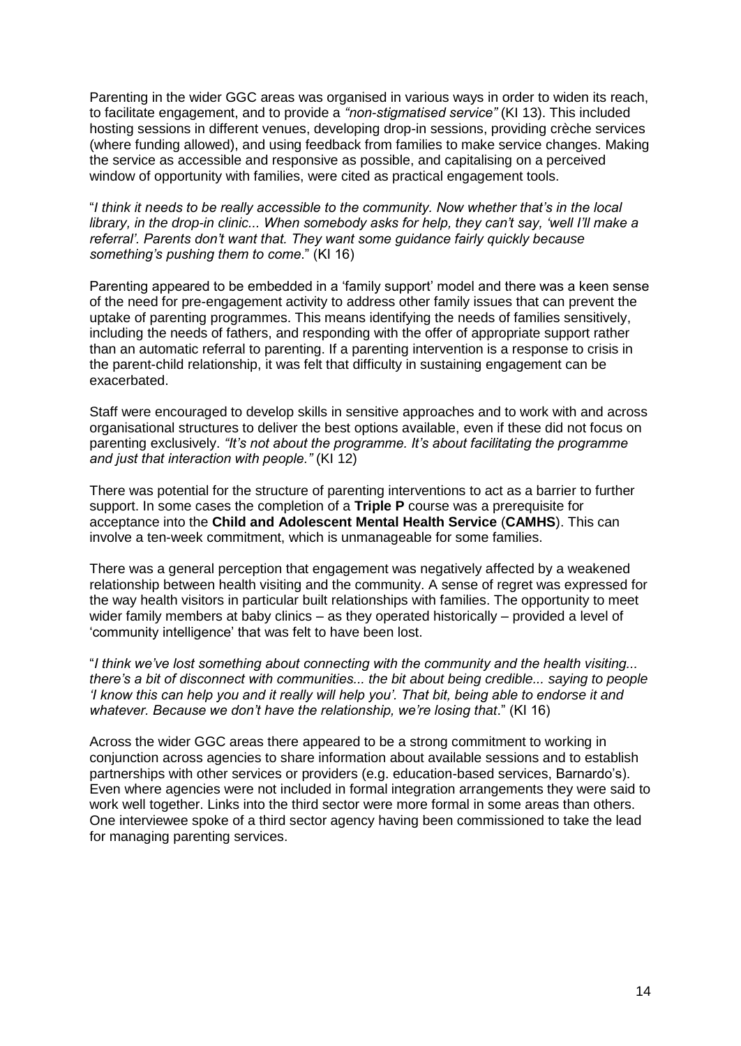Parenting in the wider GGC areas was organised in various ways in order to widen its reach, to facilitate engagement, and to provide a *"non-stigmatised service"* (KI 13). This included hosting sessions in different venues, developing drop-in sessions, providing crèche services (where funding allowed), and using feedback from families to make service changes. Making the service as accessible and responsive as possible, and capitalising on a perceived window of opportunity with families, were cited as practical engagement tools.

"*I think it needs to be really accessible to the community. Now whether that's in the local library, in the drop-in clinic... When somebody asks for help, they can't say, 'well I'll make a referral'. Parents don't want that. They want some guidance fairly quickly because something's pushing them to come.*" (KI 16)

Parenting appeared to be embedded in a 'family support' model and there was a keen sense of the need for pre-engagement activity to address other family issues that can prevent the uptake of parenting programmes. This means identifying the needs of families sensitively, including the needs of fathers, and responding with the offer of appropriate support rather than an automatic referral to parenting. If a parenting intervention is a response to crisis in the parent-child relationship, it was felt that difficulty in sustaining engagement can be exacerbated.

Staff were encouraged to develop skills in sensitive approaches and to work with and across organisational structures to deliver the best options available, even if these did not focus on parenting exclusively. *"It's not about the programme. It's about facilitating the programme and just that interaction with people."* (KI 12)

There was potential for the structure of parenting interventions to act as a barrier to further support. In some cases the completion of a **Triple P** course was a prerequisite for acceptance into the **Child and Adolescent Mental Health Service** (**CAMHS**). This can involve a ten-week commitment, which is unmanageable for some families.

There was a general perception that engagement was negatively affected by a weakened relationship between health visiting and the community. A sense of regret was expressed for the way health visitors in particular built relationships with families. The opportunity to meet wider family members at baby clinics – as they operated historically – provided a level of 'community intelligence' that was felt to have been lost.

"*I think we've lost something about connecting with the community and the health visiting... there's a bit of disconnect with communities... the bit about being credible... saying to people 'I know this can help you and it really will help you'. That bit, being able to endorse it and whatever. Because we don't have the relationship, we're losing that*." (KI 16)

Across the wider GGC areas there appeared to be a strong commitment to working in conjunction across agencies to share information about available sessions and to establish partnerships with other services or providers (e.g. education-based services, Barnardo's). Even where agencies were not included in formal integration arrangements they were said to work well together. Links into the third sector were more formal in some areas than others. One interviewee spoke of a third sector agency having been commissioned to take the lead for managing parenting services.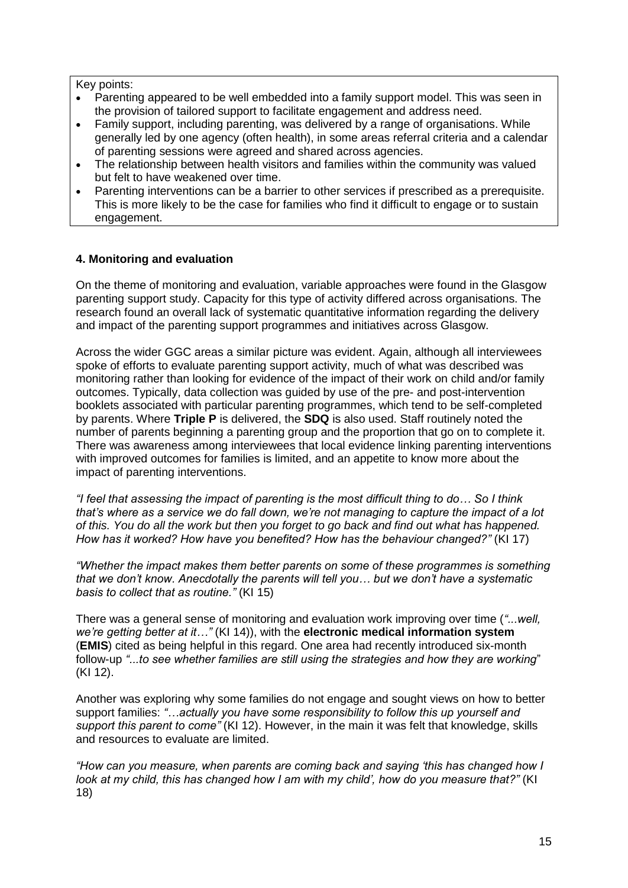Key points:

- Parenting appeared to be well embedded into a family support model. This was seen in the provision of tailored support to facilitate engagement and address need.
- Family support, including parenting, was delivered by a range of organisations. While generally led by one agency (often health), in some areas referral criteria and a calendar of parenting sessions were agreed and shared across agencies.
- The relationship between health visitors and families within the community was valued but felt to have weakened over time.
- Parenting interventions can be a barrier to other services if prescribed as a prerequisite. This is more likely to be the case for families who find it difficult to engage or to sustain engagement.

#### 4. Monitoring and evaluation

On the theme of monitoring and evaluation, variable approaches were found in the Glasgow parenting support study. Capacity for this type of activity differed across organisations. The research found an overall lack of systematic quantitative information regarding the delivery and impact of the parenting support programmes and initiatives across Glasgow.

Across the wider GGC areas a similar picture was evident. Again, although all interviewees spoke of efforts to evaluate parenting support activity, much of what was described was monitoring rather than looking for evidence of the impact of their work on child and/or family outcomes. Typically, data collection was guided by use of the pre- and post-intervention booklets associated with particular parenting programmes, which tend to be self-completed by parents. Where **Triple P** is delivered, the **SDQ** is also used. Staff routinely noted the number of parents beginning a parenting group and the proportion that go on to complete it. There was awareness among interviewees that local evidence linking parenting interventions with improved outcomes for families is limited, and an appetite to know more about the impact of parenting interventions.

*"I feel that assessing the impact of parenting is the most difficult thing to do… So I think that's where as a service we do fall down, we're not managing to capture the impact of a lot of this. You do all the work but then you forget to go back and find out what has happened. How has it worked? How have you benefited? How has the behaviour changed?"* (KI 17)

*"Whether the impact makes them better parents on some of these programmes is something that we don't know. Anecdotally the parents will tell you… but we don't have a systematic basis to collect that as routine."* (KI 15)

There was a general sense of monitoring and evaluation work improving over time (*"...well, we're getting better at it…"* (KI 14)), with the **electronic medical information system** (**EMIS**) cited as being helpful in this regard. One area had recently introduced six-month follow-up *"...to see whether families are still using the strategies and how they are working*" (KI 12).

Another was exploring why some families do not engage and sought views on how to better support families: *"…actually you have some responsibility to follow this up yourself and support this parent to come"* (KI 12). However, in the main it was felt that knowledge, skills and resources to evaluate are limited.

*"How can you measure, when parents are coming back and saying 'this has changed how I look at my child, this has changed how I am with my child', how do you measure that?"* (KI 18)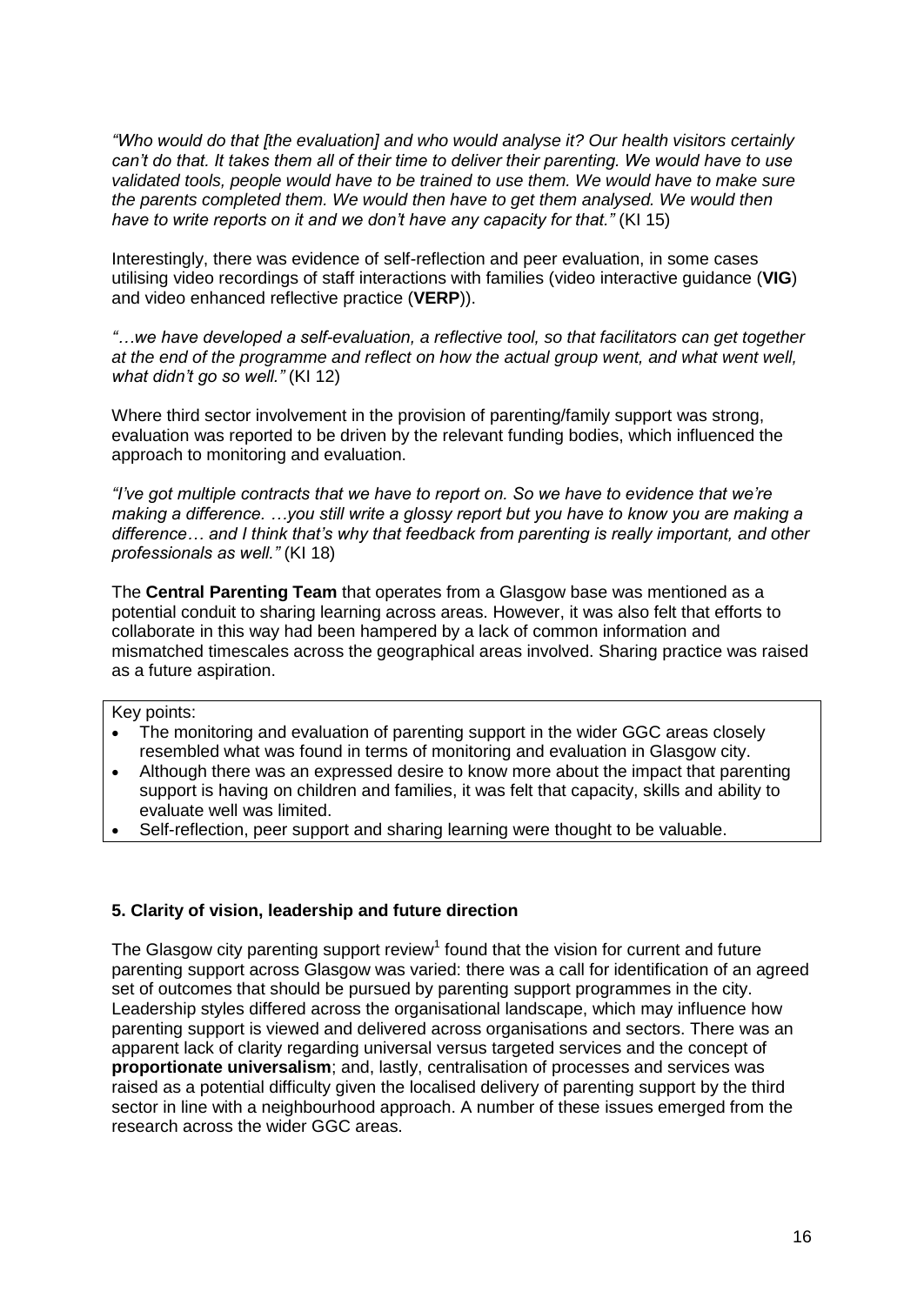*"Who would do that [the evaluation] and who would analyse it? Our health visitors certainly can't do that. It takes them all of their time to deliver their parenting. We would have to use validated tools, people would have to be trained to use them. We would have to make sure the parents completed them. We would then have to get them analysed. We would then have to write reports on it and we don't have any capacity for that."* (KI 15)

Interestingly, there was evidence of self-reflection and peer evaluation, in some cases utilising video recordings of staff interactions with families (video interactive guidance (**VIG**) and video enhanced reflective practice (**VERP**)).

*"…we have developed a self-evaluation, a reflective tool, so that facilitators can get together at the end of the programme and reflect on how the actual group went, and what went well, what didn't go so well."* (KI 12)

Where third sector involvement in the provision of parenting/family support was strong, evaluation was reported to be driven by the relevant funding bodies, which influenced the approach to monitoring and evaluation.

*"I've got multiple contracts that we have to report on. So we have to evidence that we're making a difference. …you still write a glossy report but you have to know you are making a difference… and I think that's why that feedback from parenting is really important, and other professionals as well."* (KI 18)

The **Central Parenting Team** that operates from a Glasgow base was mentioned as a potential conduit to sharing learning across areas. However, it was also felt that efforts to collaborate in this way had been hampered by a lack of common information and mismatched timescales across the geographical areas involved. Sharing practice was raised as a future aspiration.

Key points:

- The monitoring and evaluation of parenting support in the wider GGC areas closely resembled what was found in terms of monitoring and evaluation in Glasgow city.
- Although there was an expressed desire to know more about the impact that parenting support is having on children and families, it was felt that capacity, skills and ability to evaluate well was limited.
- Self-reflection, peer support and sharing learning were thought to be valuable.

## 5. Clarity of vision, leadership and future direction

The Glasgow city parenting support review[1] found that the vision for current and future parenting support across Glasgow was varied: there was a call for identification of an agreed set of outcomes that should be pursued by parenting support programmes in the city. Leadership styles differed across the organisational landscape, which may influence how parenting support is viewed and delivered across organisations and sectors. There was an apparent lack of clarity regarding universal versus targeted services and the concept of **proportionate universalism**; and, lastly, centralisation of processes and services was raised as a potential difficulty given the localised delivery of parenting support by the third sector in line with a neighbourhood approach. A number of these issues emerged from the research across the wider GGC areas.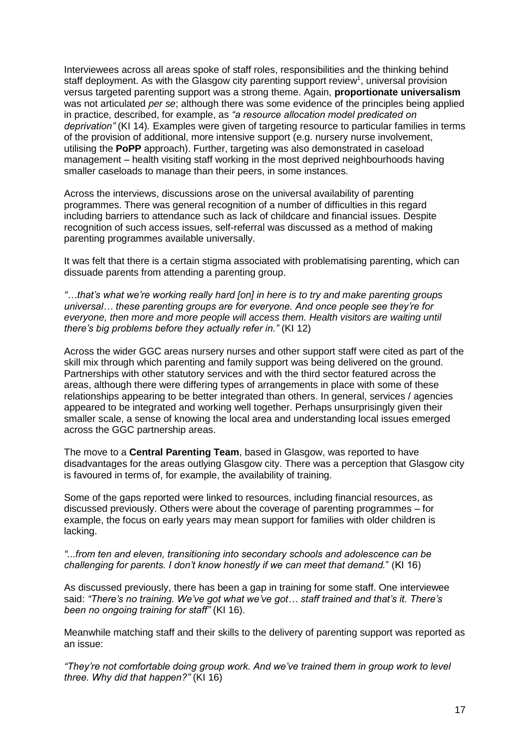Interviewees across all areas spoke of staff roles, responsibilities and the thinking behind staff deployment. As with the Glasgow city parenting support review[1], universal provision versus targeted parenting support was a strong theme. Again, **proportionate universalism** was not articulated *per se*; although there was some evidence of the principles being applied in practice, described, for example, as *"a resource allocation model predicated on deprivation"* (KI 14). Examples were given of targeting resource to particular families in terms of the provision of additional, more intensive support (e.g. nursery nurse involvement, utilising the **PoPP** approach). Further, targeting was also demonstrated in caseload management – health visiting staff working in the most deprived neighbourhoods having smaller caseloads to manage than their peers, in some instances.

Across the interviews, discussions arose on the universal availability of parenting programmes. There was general recognition of a number of difficulties in this regard including barriers to attendance such as lack of childcare and financial issues. Despite recognition of such access issues, self-referral was discussed as a method of making parenting programmes available universally.

It was felt that there is a certain stigma associated with problematising parenting, which can dissuade parents from attending a parenting group.

*"…that's what we're working really hard [on] in here is to try and make parenting groups universal… these parenting groups are for everyone. And once people see they're for everyone, then more and more people will access them. Health visitors are waiting until there's big problems before they actually refer in."* (KI 12)

Across the wider GGC areas nursery nurses and other support staff were cited as part of the skill mix through which parenting and family support was being delivered on the ground. Partnerships with other statutory services and with the third sector featured across the areas, although there were differing types of arrangements in place with some of these relationships appearing to be better integrated than others. In general, services / agencies appeared to be integrated and working well together. Perhaps unsurprisingly given their smaller scale, a sense of knowing the local area and understanding local issues emerged across the GGC partnership areas.

The move to a **Central Parenting Team**, based in Glasgow, was reported to have disadvantages for the areas outlying Glasgow city. There was a perception that Glasgow city is favoured in terms of, for example, the availability of training.

Some of the gaps reported were linked to resources, including financial resources, as discussed previously. Others were about the coverage of parenting programmes – for example, the focus on early years may mean support for families with older children is lacking.

*"...from ten and eleven, transitioning into secondary schools and adolescence can be challenging for parents. I don't know honestly if we can meet that demand."* (KI 16)

As discussed previously, there has been a gap in training for some staff. One interviewee said: *"There's no training. We've got what we've got… staff trained and that's it. There's been no ongoing training for staff"* (KI 16).

Meanwhile matching staff and their skills to the delivery of parenting support was reported as an issue:

*"They're not comfortable doing group work. And we've trained them in group work to level three. Why did that happen?"* (KI 16)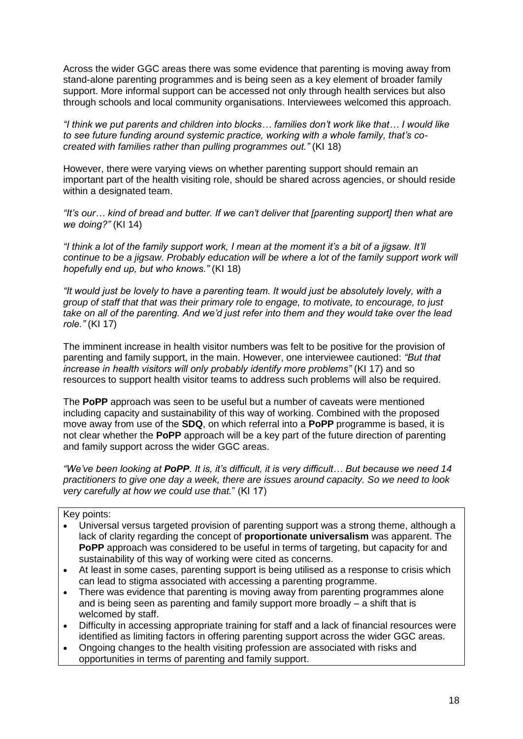Across the wider GGC areas there was some evidence that parenting is moving away from stand-alone parenting programmes and is being seen as a key element of broader family support. More informal support can be accessed not only through health services but also through schools and local community organisations. Interviewees welcomed this approach.

*"I think we put parents and children into blocks… families don't work like that… I would like to see future funding around systemic practice, working with a whole family, that's co-created with families rather than pulling programmes out."* (KI 18)

However, there were varying views on whether parenting support should remain an important part of the health visiting role, should be shared across agencies, or should reside within a designated team.

*"It's our… kind of bread and butter. If we can't deliver that [parenting support] then what are we doing?"* (KI 14)

*"I think a lot of the family support work, I mean at the moment it's a bit of a jigsaw. It'll continue to be a jigsaw. Probably education will be where a lot of the family support work will hopefully end up, but who knows."* (KI 18)

*"It would just be lovely to have a parenting team. It would just be absolutely lovely, with a group of staff that that was their primary role to engage, to motivate, to encourage, to just take on all of the parenting. And we'd just refer into them and they would take over the lead role."* (KI 17)

The imminent increase in health visitor numbers was felt to be positive for the provision of parenting and family support, in the main. However, one interviewee cautioned: *"But that increase in health visitors will only probably identify more problems"* (KI 17) and so resources to support health visitor teams to address such problems will also be required.

The **PoPP** approach was seen to be useful but a number of caveats were mentioned including capacity and sustainability of this way of working. Combined with the proposed move away from use of the **SDQ**, on which referral into a **PoPP** programme is based, it is not clear whether the **PoPP** approach will be a key part of the future direction of parenting and family support across the wider GGC areas.

*"We've been looking at* ***PoPP****. It is, it's difficult, it is very difficult… But because we need 14 practitioners to give one day a week, there are issues around capacity. So we need to look very carefully at how we could use that.*" (KI 17)

Key points:

- Universal versus targeted provision of parenting support was a strong theme, although a lack of clarity regarding the concept of **proportionate universalism** was apparent. The **PoPP** approach was considered to be useful in terms of targeting, but capacity for and sustainability of this way of working were cited as concerns.
- At least in some cases, parenting support is being utilised as a response to crisis which can lead to stigma associated with accessing a parenting programme.
- There was evidence that parenting is moving away from parenting programmes alone and is being seen as parenting and family support more broadly – a shift that is welcomed by staff.
- Difficulty in accessing appropriate training for staff and a lack of financial resources were identified as limiting factors in offering parenting support across the wider GGC areas.
- Ongoing changes to the health visiting profession are associated with risks and opportunities in terms of parenting and family support.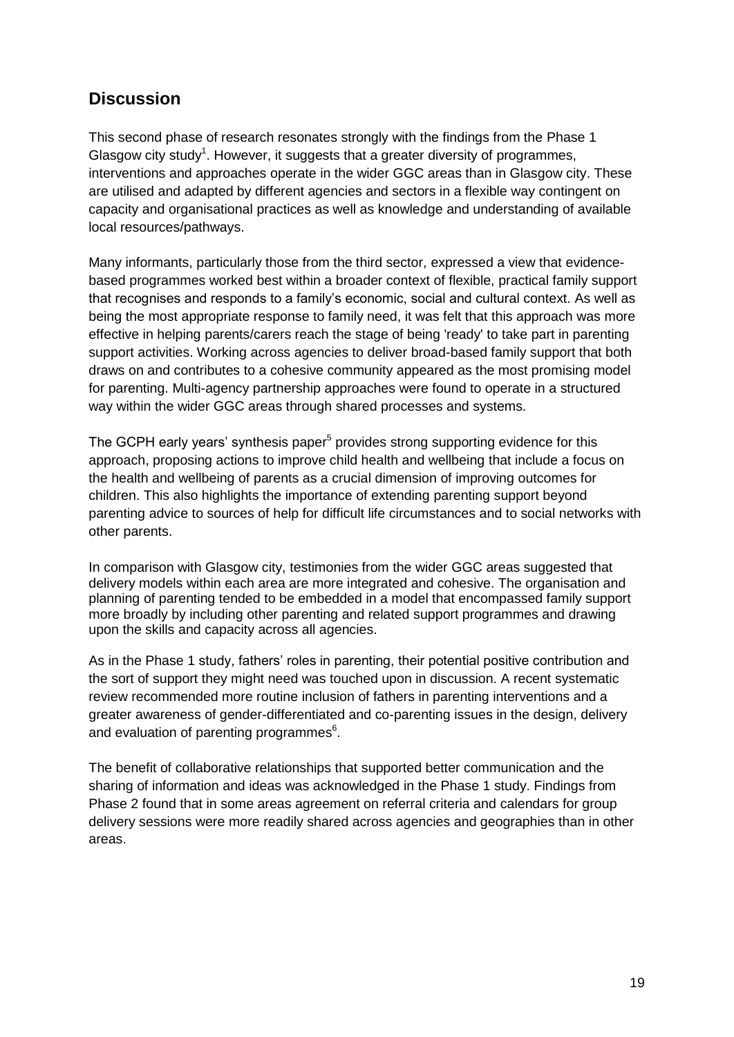## Discussion

This second phase of research resonates strongly with the findings from the Phase 1 Glasgow city study[1]. However, it suggests that a greater diversity of programmes, interventions and approaches operate in the wider GGC areas than in Glasgow city. These are utilised and adapted by different agencies and sectors in a flexible way contingent on capacity and organisational practices as well as knowledge and understanding of available local resources/pathways.

Many informants, particularly those from the third sector, expressed a view that evidence-based programmes worked best within a broader context of flexible, practical family support that recognises and responds to a family's economic, social and cultural context. As well as being the most appropriate response to family need, it was felt that this approach was more effective in helping parents/carers reach the stage of being 'ready' to take part in parenting support activities. Working across agencies to deliver broad-based family support that both draws on and contributes to a cohesive community appeared as the most promising model for parenting. Multi-agency partnership approaches were found to operate in a structured way within the wider GGC areas through shared processes and systems.

The GCPH early years' synthesis paper[5] provides strong supporting evidence for this approach, proposing actions to improve child health and wellbeing that include a focus on the health and wellbeing of parents as a crucial dimension of improving outcomes for children. This also highlights the importance of extending parenting support beyond parenting advice to sources of help for difficult life circumstances and to social networks with other parents.

In comparison with Glasgow city, testimonies from the wider GGC areas suggested that delivery models within each area are more integrated and cohesive. The organisation and planning of parenting tended to be embedded in a model that encompassed family support more broadly by including other parenting and related support programmes and drawing upon the skills and capacity across all agencies.

As in the Phase 1 study, fathers' roles in parenting, their potential positive contribution and the sort of support they might need was touched upon in discussion. A recent systematic review recommended more routine inclusion of fathers in parenting interventions and a greater awareness of gender-differentiated and co-parenting issues in the design, delivery and evaluation of parenting programmes[6].

The benefit of collaborative relationships that supported better communication and the sharing of information and ideas was acknowledged in the Phase 1 study. Findings from Phase 2 found that in some areas agreement on referral criteria and calendars for group delivery sessions were more readily shared across agencies and geographies than in other areas.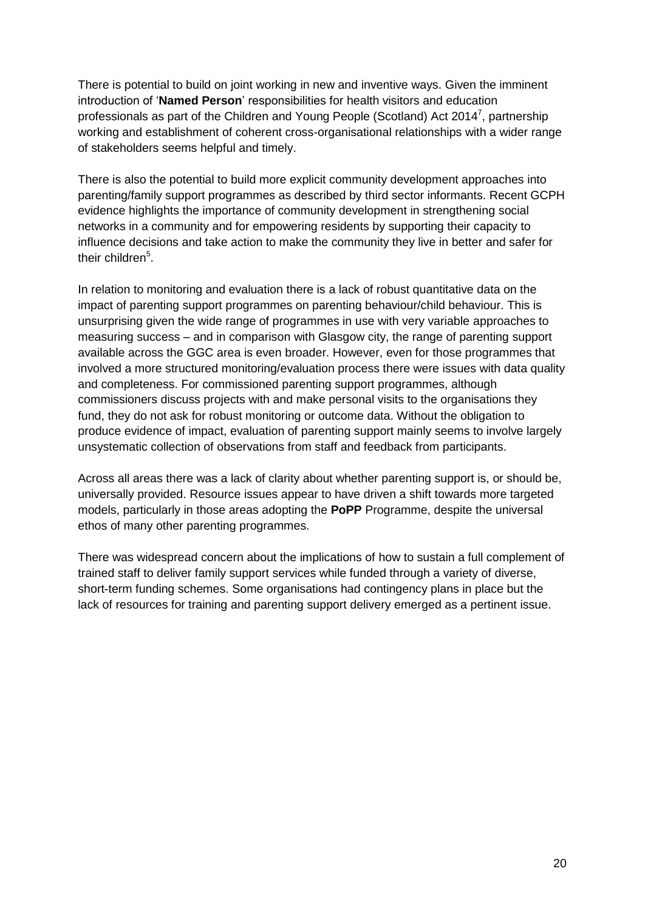There is potential to build on joint working in new and inventive ways. Given the imminent introduction of '**Named Person**' responsibilities for health visitors and education professionals as part of the Children and Young People (Scotland) Act 2014[7], partnership working and establishment of coherent cross-organisational relationships with a wider range of stakeholders seems helpful and timely.

There is also the potential to build more explicit community development approaches into parenting/family support programmes as described by third sector informants. Recent GCPH evidence highlights the importance of community development in strengthening social networks in a community and for empowering residents by supporting their capacity to influence decisions and take action to make the community they live in better and safer for their children[5].

In relation to monitoring and evaluation there is a lack of robust quantitative data on the impact of parenting support programmes on parenting behaviour/child behaviour. This is unsurprising given the wide range of programmes in use with very variable approaches to measuring success – and in comparison with Glasgow city, the range of parenting support available across the GGC area is even broader. However, even for those programmes that involved a more structured monitoring/evaluation process there were issues with data quality and completeness. For commissioned parenting support programmes, although commissioners discuss projects with and make personal visits to the organisations they fund, they do not ask for robust monitoring or outcome data. Without the obligation to produce evidence of impact, evaluation of parenting support mainly seems to involve largely unsystematic collection of observations from staff and feedback from participants.

Across all areas there was a lack of clarity about whether parenting support is, or should be, universally provided. Resource issues appear to have driven a shift towards more targeted models, particularly in those areas adopting the **PoPP** Programme, despite the universal ethos of many other parenting programmes.

There was widespread concern about the implications of how to sustain a full complement of trained staff to deliver family support services while funded through a variety of diverse, short-term funding schemes. Some organisations had contingency plans in place but the lack of resources for training and parenting support delivery emerged as a pertinent issue.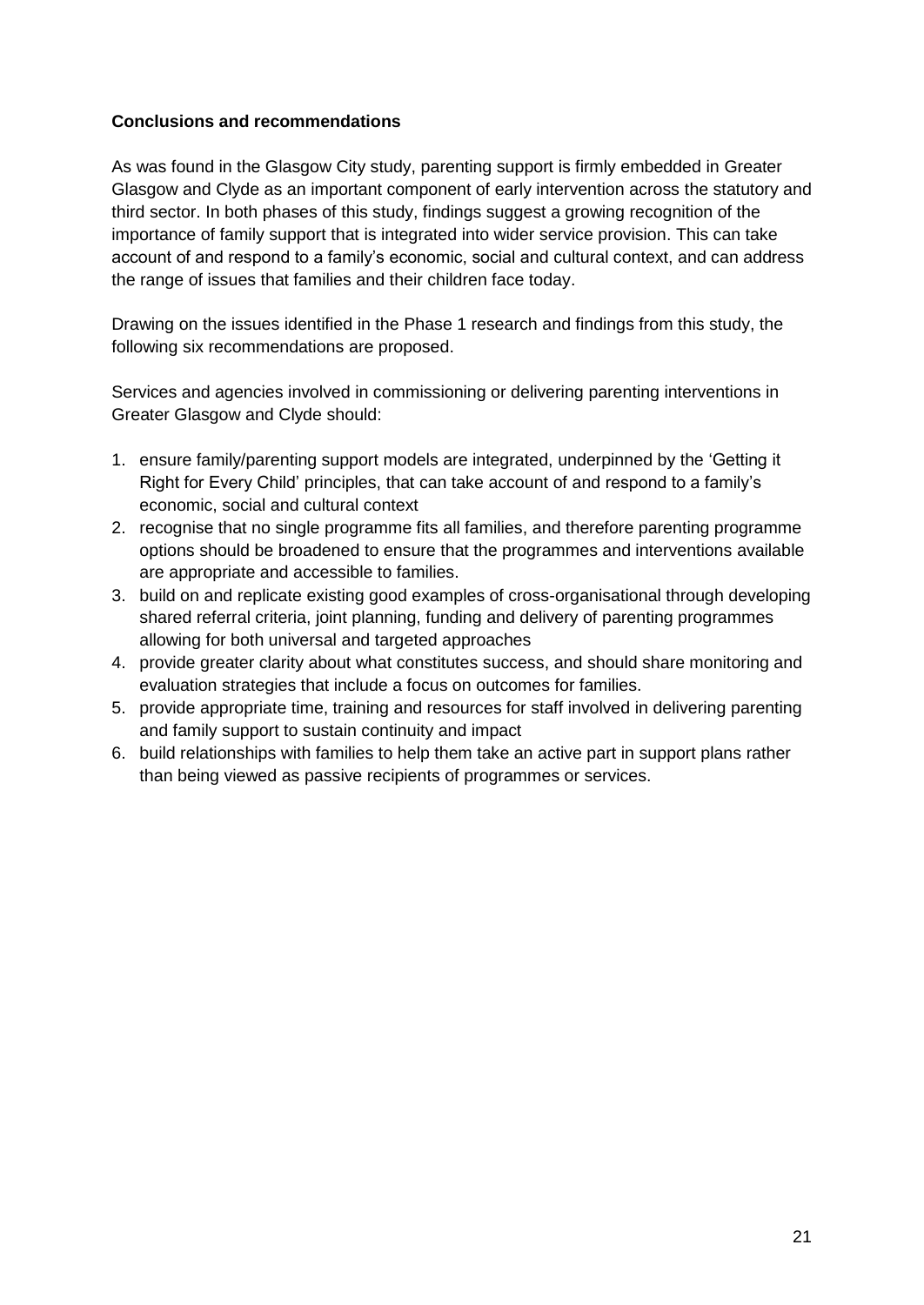**Conclusions and recommendations**

As was found in the Glasgow City study, parenting support is firmly embedded in Greater Glasgow and Clyde as an important component of early intervention across the statutory and third sector. In both phases of this study, findings suggest a growing recognition of the importance of family support that is integrated into wider service provision. This can take account of and respond to a family's economic, social and cultural context, and can address the range of issues that families and their children face today.

Drawing on the issues identified in the Phase 1 research and findings from this study, the following six recommendations are proposed.

Services and agencies involved in commissioning or delivering parenting interventions in Greater Glasgow and Clyde should:

1. ensure family/parenting support models are integrated, underpinned by the 'Getting it Right for Every Child' principles, that can take account of and respond to a family's economic, social and cultural context
2. recognise that no single programme fits all families, and therefore parenting programme options should be broadened to ensure that the programmes and interventions available are appropriate and accessible to families.
3. build on and replicate existing good examples of cross-organisational through developing shared referral criteria, joint planning, funding and delivery of parenting programmes allowing for both universal and targeted approaches
4. provide greater clarity about what constitutes success, and should share monitoring and evaluation strategies that include a focus on outcomes for families.
5. provide appropriate time, training and resources for staff involved in delivering parenting and family support to sustain continuity and impact
6. build relationships with families to help them take an active part in support plans rather than being viewed as passive recipients of programmes or services.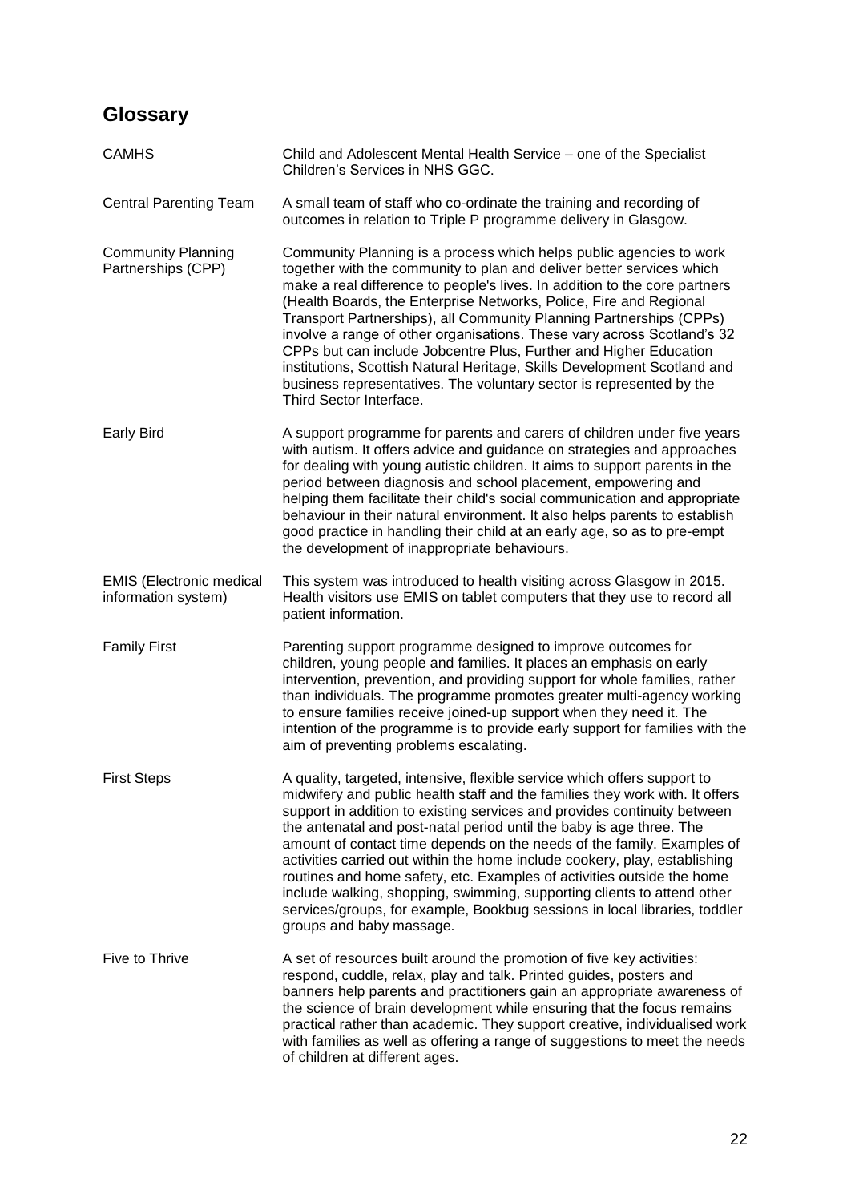## Glossary

| | |
|---|---|
| CAMHS | Child and Adolescent Mental Health Service – one of the Specialist Children's Services in NHS GGC. |
| Central Parenting Team | A small team of staff who co-ordinate the training and recording of outcomes in relation to Triple P programme delivery in Glasgow. |
| Community Planning Partnerships (CPP) | Community Planning is a process which helps public agencies to work together with the community to plan and deliver better services which make a real difference to people's lives. In addition to the core partners (Health Boards, the Enterprise Networks, Police, Fire and Regional Transport Partnerships), all Community Planning Partnerships (CPPs) involve a range of other organisations. These vary across Scotland's 32 CPPs but can include Jobcentre Plus, Further and Higher Education institutions, Scottish Natural Heritage, Skills Development Scotland and business representatives. The voluntary sector is represented by the Third Sector Interface. |
| Early Bird | A support programme for parents and carers of children under five years with autism. It offers advice and guidance on strategies and approaches for dealing with young autistic children. It aims to support parents in the period between diagnosis and school placement, empowering and helping them facilitate their child's social communication and appropriate behaviour in their natural environment. It also helps parents to establish good practice in handling their child at an early age, so as to pre-empt the development of inappropriate behaviours. |
| EMIS (Electronic medical information system) | This system was introduced to health visiting across Glasgow in 2015. Health visitors use EMIS on tablet computers that they use to record all patient information. |
| Family First | Parenting support programme designed to improve outcomes for children, young people and families. It places an emphasis on early intervention, prevention, and providing support for whole families, rather than individuals. The programme promotes greater multi-agency working to ensure families receive joined-up support when they need it. The intention of the programme is to provide early support for families with the aim of preventing problems escalating. |
| First Steps | A quality, targeted, intensive, flexible service which offers support to midwifery and public health staff and the families they work with. It offers support in addition to existing services and provides continuity between the antenatal and post-natal period until the baby is age three. The amount of contact time depends on the needs of the family. Examples of activities carried out within the home include cookery, play, establishing routines and home safety, etc. Examples of activities outside the home include walking, shopping, swimming, supporting clients to attend other services/groups, for example, Bookbug sessions in local libraries, toddler groups and baby massage. |
| Five to Thrive | A set of resources built around the promotion of five key activities: respond, cuddle, relax, play and talk. Printed guides, posters and banners help parents and practitioners gain an appropriate awareness of the science of brain development while ensuring that the focus remains practical rather than academic. They support creative, individualised work with families as well as offering a range of suggestions to meet the needs of children at different ages. |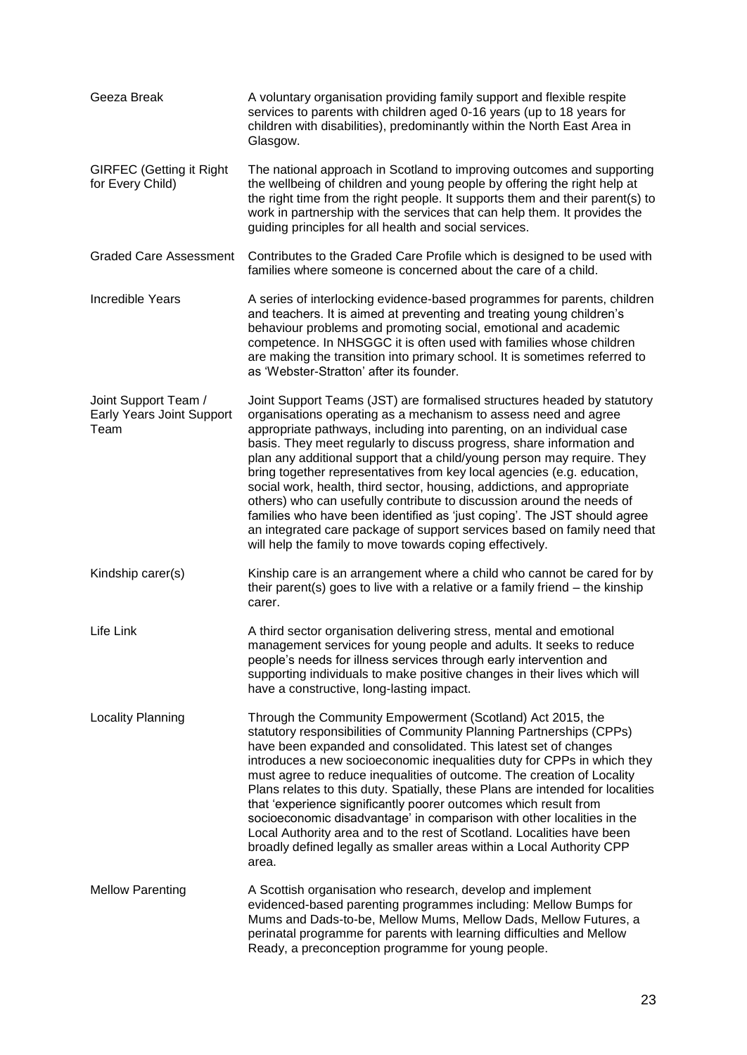| | |
|---|---|
| Geeza Break | A voluntary organisation providing family support and flexible respite services to parents with children aged 0-16 years (up to 18 years for children with disabilities), predominantly within the North East Area in Glasgow. |
| GIRFEC (Getting it Right for Every Child) | The national approach in Scotland to improving outcomes and supporting the wellbeing of children and young people by offering the right help at the right time from the right people. It supports them and their parent(s) to work in partnership with the services that can help them. It provides the guiding principles for all health and social services. |
| Graded Care Assessment | Contributes to the Graded Care Profile which is designed to be used with families where someone is concerned about the care of a child. |
| Incredible Years | A series of interlocking evidence-based programmes for parents, children and teachers. It is aimed at preventing and treating young children's behaviour problems and promoting social, emotional and academic competence. In NHSGGC it is often used with families whose children are making the transition into primary school. It is sometimes referred to as 'Webster-Stratton' after its founder. |
| Joint Support Team / Early Years Joint Support Team | Joint Support Teams (JST) are formalised structures headed by statutory organisations operating as a mechanism to assess need and agree appropriate pathways, including into parenting, on an individual case basis. They meet regularly to discuss progress, share information and plan any additional support that a child/young person may require. They bring together representatives from key local agencies (e.g. education, social work, health, third sector, housing, addictions, and appropriate others) who can usefully contribute to discussion around the needs of families who have been identified as 'just coping'. The JST should agree an integrated care package of support services based on family need that will help the family to move towards coping effectively. |
| Kindship carer(s) | Kinship care is an arrangement where a child who cannot be cared for by their parent(s) goes to live with a relative or a family friend – the kinship carer. |
| Life Link | A third sector organisation delivering stress, mental and emotional management services for young people and adults. It seeks to reduce people's needs for illness services through early intervention and supporting individuals to make positive changes in their lives which will have a constructive, long-lasting impact. |
| Locality Planning | Through the Community Empowerment (Scotland) Act 2015, the statutory responsibilities of Community Planning Partnerships (CPPs) have been expanded and consolidated. This latest set of changes introduces a new socioeconomic inequalities duty for CPPs in which they must agree to reduce inequalities of outcome. The creation of Locality Plans relates to this duty. Spatially, these Plans are intended for localities that 'experience significantly poorer outcomes which result from socioeconomic disadvantage' in comparison with other localities in the Local Authority area and to the rest of Scotland. Localities have been broadly defined legally as smaller areas within a Local Authority CPP area. |
| Mellow Parenting | A Scottish organisation who research, develop and implement evidenced-based parenting programmes including: Mellow Bumps for Mums and Dads-to-be, Mellow Mums, Mellow Dads, Mellow Futures, a perinatal programme for parents with learning difficulties and Mellow Ready, a preconception programme for young people. |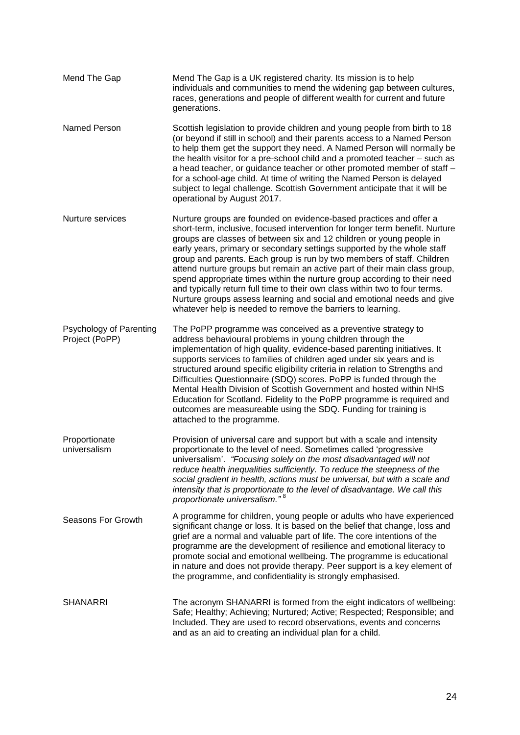| | |
|---|---|
| Mend The Gap | Mend The Gap is a UK registered charity. Its mission is to help individuals and communities to mend the widening gap between cultures, races, generations and people of different wealth for current and future generations. |
| Named Person | Scottish legislation to provide children and young people from birth to 18 (or beyond if still in school) and their parents access to a Named Person to help them get the support they need. A Named Person will normally be the health visitor for a pre-school child and a promoted teacher – such as a head teacher, or guidance teacher or other promoted member of staff – for a school-age child. At time of writing the Named Person is delayed subject to legal challenge. Scottish Government anticipate that it will be operational by August 2017. |
| Nurture services | Nurture groups are founded on evidence-based practices and offer a short-term, inclusive, focused intervention for longer term benefit. Nurture groups are classes of between six and 12 children or young people in early years, primary or secondary settings supported by the whole staff group and parents. Each group is run by two members of staff. Children attend nurture groups but remain an active part of their main class group, spend appropriate times within the nurture group according to their need and typically return full time to their own class within two to four terms. Nurture groups assess learning and social and emotional needs and give whatever help is needed to remove the barriers to learning. |
| Psychology of Parenting Project (PoPP) | The PoPP programme was conceived as a preventive strategy to address behavioural problems in young children through the implementation of high quality, evidence-based parenting initiatives. It supports services to families of children aged under six years and is structured around specific eligibility criteria in relation to Strengths and Difficulties Questionnaire (SDQ) scores. PoPP is funded through the Mental Health Division of Scottish Government and hosted within NHS Education for Scotland. Fidelity to the PoPP programme is required and outcomes are measureable using the SDQ. Funding for training is attached to the programme. |
| Proportionate universalism | Provision of universal care and support but with a scale and intensity proportionate to the level of need. Sometimes called 'progressive universalism'. *"Focusing solely on the most disadvantaged will not reduce health inequalities sufficiently. To reduce the steepness of the social gradient in health, actions must be universal, but with a scale and intensity that is proportionate to the level of disadvantage. We call this proportionate universalism."* [8] |
| Seasons For Growth | A programme for children, young people or adults who have experienced significant change or loss. It is based on the belief that change, loss and grief are a normal and valuable part of life. The core intentions of the programme are the development of resilience and emotional literacy to promote social and emotional wellbeing. The programme is educational in nature and does not provide therapy. Peer support is a key element of the programme, and confidentiality is strongly emphasised. |
| SHANARRI | The acronym SHANARRI is formed from the eight indicators of wellbeing: Safe; Healthy; Achieving; Nurtured; Active; Respected; Responsible; and Included. They are used to record observations, events and concerns and as an aid to creating an individual plan for a child. |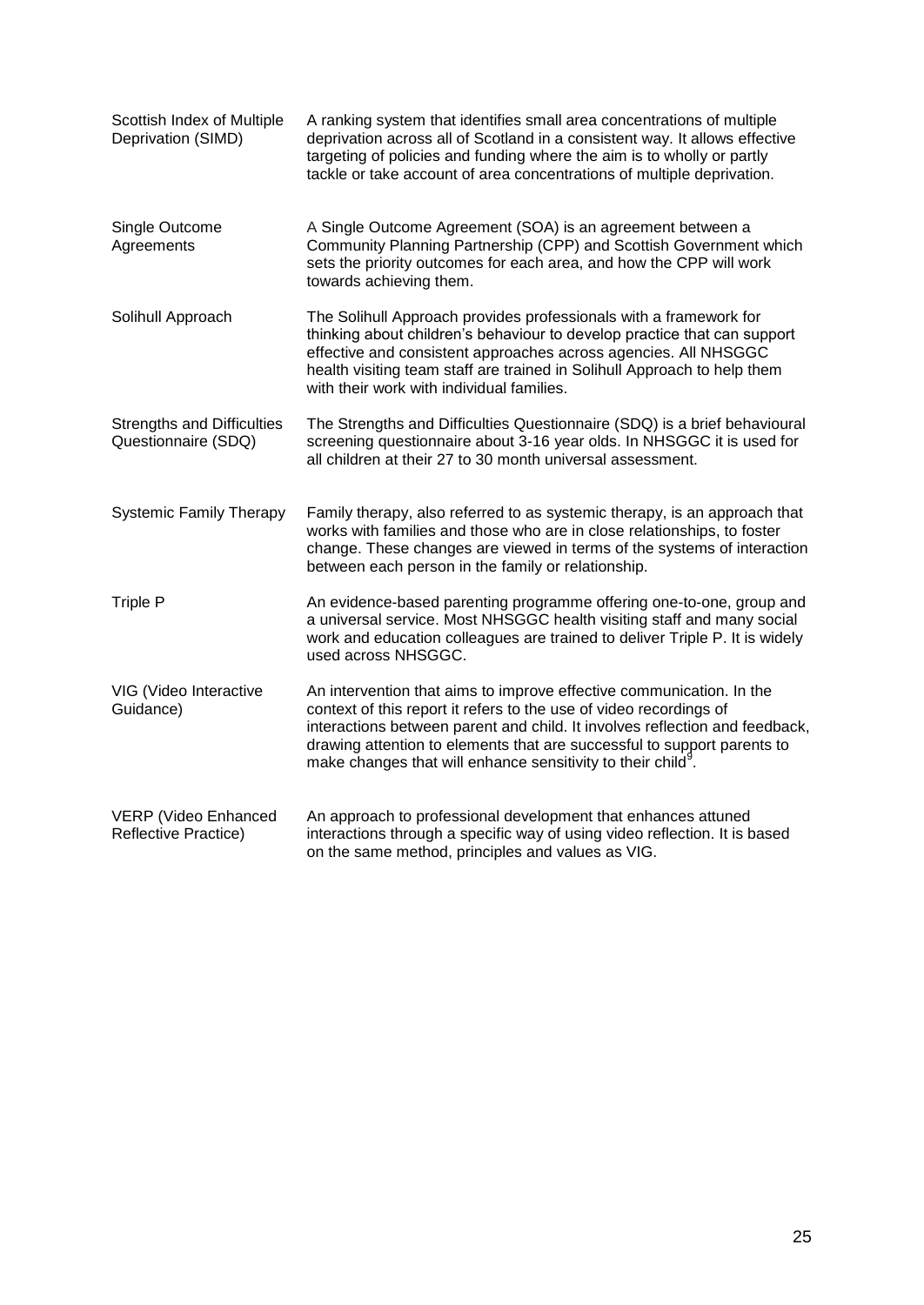| | |
|---|---|
| Scottish Index of Multiple Deprivation (SIMD) | A ranking system that identifies small area concentrations of multiple deprivation across all of Scotland in a consistent way. It allows effective targeting of policies and funding where the aim is to wholly or partly tackle or take account of area concentrations of multiple deprivation. |
| Single Outcome Agreements | A Single Outcome Agreement (SOA) is an agreement between a Community Planning Partnership (CPP) and Scottish Government which sets the priority outcomes for each area, and how the CPP will work towards achieving them. |
| Solihull Approach | The Solihull Approach provides professionals with a framework for thinking about children's behaviour to develop practice that can support effective and consistent approaches across agencies. All NHSGGC health visiting team staff are trained in Solihull Approach to help them with their work with individual families. |
| Strengths and Difficulties Questionnaire (SDQ) | The Strengths and Difficulties Questionnaire (SDQ) is a brief behavioural screening questionnaire about 3-16 year olds. In NHSGGC it is used for all children at their 27 to 30 month universal assessment. |
| Systemic Family Therapy | Family therapy, also referred to as systemic therapy, is an approach that works with families and those who are in close relationships, to foster change. These changes are viewed in terms of the systems of interaction between each person in the family or relationship. |
| Triple P | An evidence-based parenting programme offering one-to-one, group and a universal service. Most NHSGGC health visiting staff and many social work and education colleagues are trained to deliver Triple P. It is widely used across NHSGGC. |
| VIG (Video Interactive Guidance) | An intervention that aims to improve effective communication. In the context of this report it refers to the use of video recordings of interactions between parent and child. It involves reflection and feedback, drawing attention to elements that are successful to support parents to make changes that will enhance sensitivity to their child[9]. |
| VERP (Video Enhanced Reflective Practice) | An approach to professional development that enhances attuned interactions through a specific way of using video reflection. It is based on the same method, principles and values as VIG. |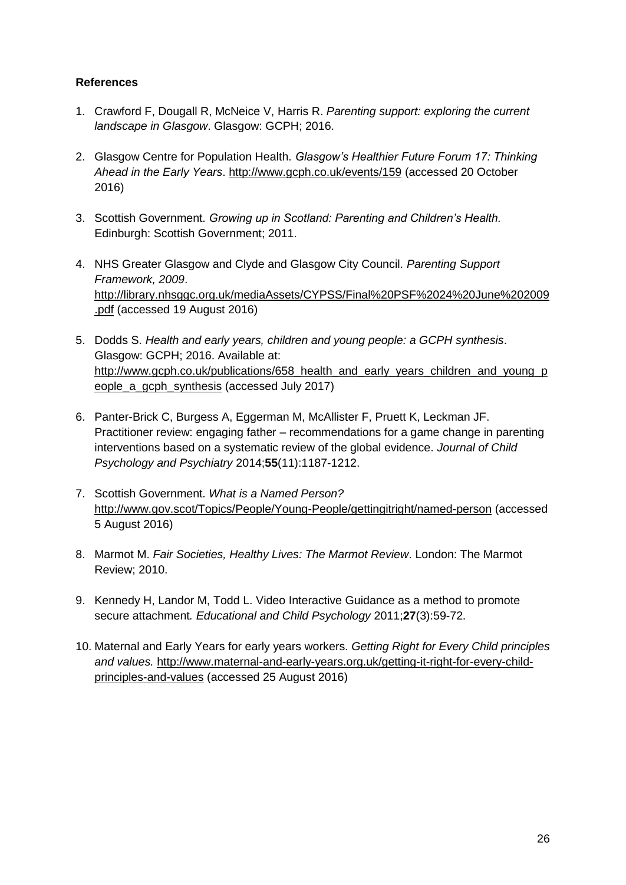**References**

1. Crawford F, Dougall R, McNeice V, Harris R. *Parenting support: exploring the current landscape in Glasgow*. Glasgow: GCPH; 2016.

2. Glasgow Centre for Population Health. *Glasgow's Healthier Future Forum 17: Thinking Ahead in the Early Years*. http://www.gcph.co.uk/events/159 (accessed 20 October 2016)

3. Scottish Government. *Growing up in Scotland: Parenting and Children's Health.* Edinburgh: Scottish Government; 2011.

4. NHS Greater Glasgow and Clyde and Glasgow City Council. *Parenting Support Framework, 2009*. http://library.nhsggc.org.uk/mediaAssets/CYPSS/Final%20PSF%2024%20June%202009.pdf (accessed 19 August 2016)

5. Dodds S. *Health and early years, children and young people: a GCPH synthesis*. Glasgow: GCPH; 2016. Available at: http://www.gcph.co.uk/publications/658_health_and_early_years_children_and_young_people_a_gcph_synthesis (accessed July 2017)

6. Panter-Brick C, Burgess A, Eggerman M, McAllister F, Pruett K, Leckman JF. Practitioner review: engaging father – recommendations for a game change in parenting interventions based on a systematic review of the global evidence. *Journal of Child Psychology and Psychiatry* 2014;**55**(11):1187-1212.

7. Scottish Government. *What is a Named Person?* http://www.gov.scot/Topics/People/Young-People/gettingitright/named-person (accessed 5 August 2016)

8. Marmot M. *Fair Societies, Healthy Lives: The Marmot Review*. London: The Marmot Review; 2010.

9. Kennedy H, Landor M, Todd L. Video Interactive Guidance as a method to promote secure attachment*. Educational and Child Psychology* 2011;**27**(3):59-72.

10. Maternal and Early Years for early years workers. *Getting Right for Every Child principles and values.* http://www.maternal-and-early-years.org.uk/getting-it-right-for-every-child-principles-and-values (accessed 25 August 2016)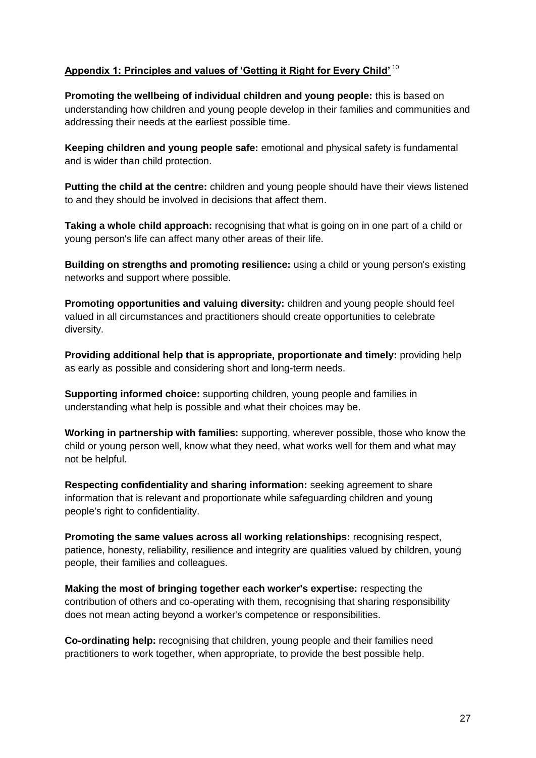## Appendix 1: Principles and values of 'Getting it Right for Every Child' [10]

**Promoting the wellbeing of individual children and young people:** this is based on understanding how children and young people develop in their families and communities and addressing their needs at the earliest possible time.

**Keeping children and young people safe:** emotional and physical safety is fundamental and is wider than child protection.

**Putting the child at the centre:** children and young people should have their views listened to and they should be involved in decisions that affect them.

**Taking a whole child approach:** recognising that what is going on in one part of a child or young person's life can affect many other areas of their life.

**Building on strengths and promoting resilience:** using a child or young person's existing networks and support where possible.

**Promoting opportunities and valuing diversity:** children and young people should feel valued in all circumstances and practitioners should create opportunities to celebrate diversity.

**Providing additional help that is appropriate, proportionate and timely:** providing help as early as possible and considering short and long-term needs.

**Supporting informed choice:** supporting children, young people and families in understanding what help is possible and what their choices may be.

**Working in partnership with families:** supporting, wherever possible, those who know the child or young person well, know what they need, what works well for them and what may not be helpful.

**Respecting confidentiality and sharing information:** seeking agreement to share information that is relevant and proportionate while safeguarding children and young people's right to confidentiality.

**Promoting the same values across all working relationships:** recognising respect, patience, honesty, reliability, resilience and integrity are qualities valued by children, young people, their families and colleagues.

**Making the most of bringing together each worker's expertise:** respecting the contribution of others and co-operating with them, recognising that sharing responsibility does not mean acting beyond a worker's competence or responsibilities.

**Co-ordinating help:** recognising that children, young people and their families need practitioners to work together, when appropriate, to provide the best possible help.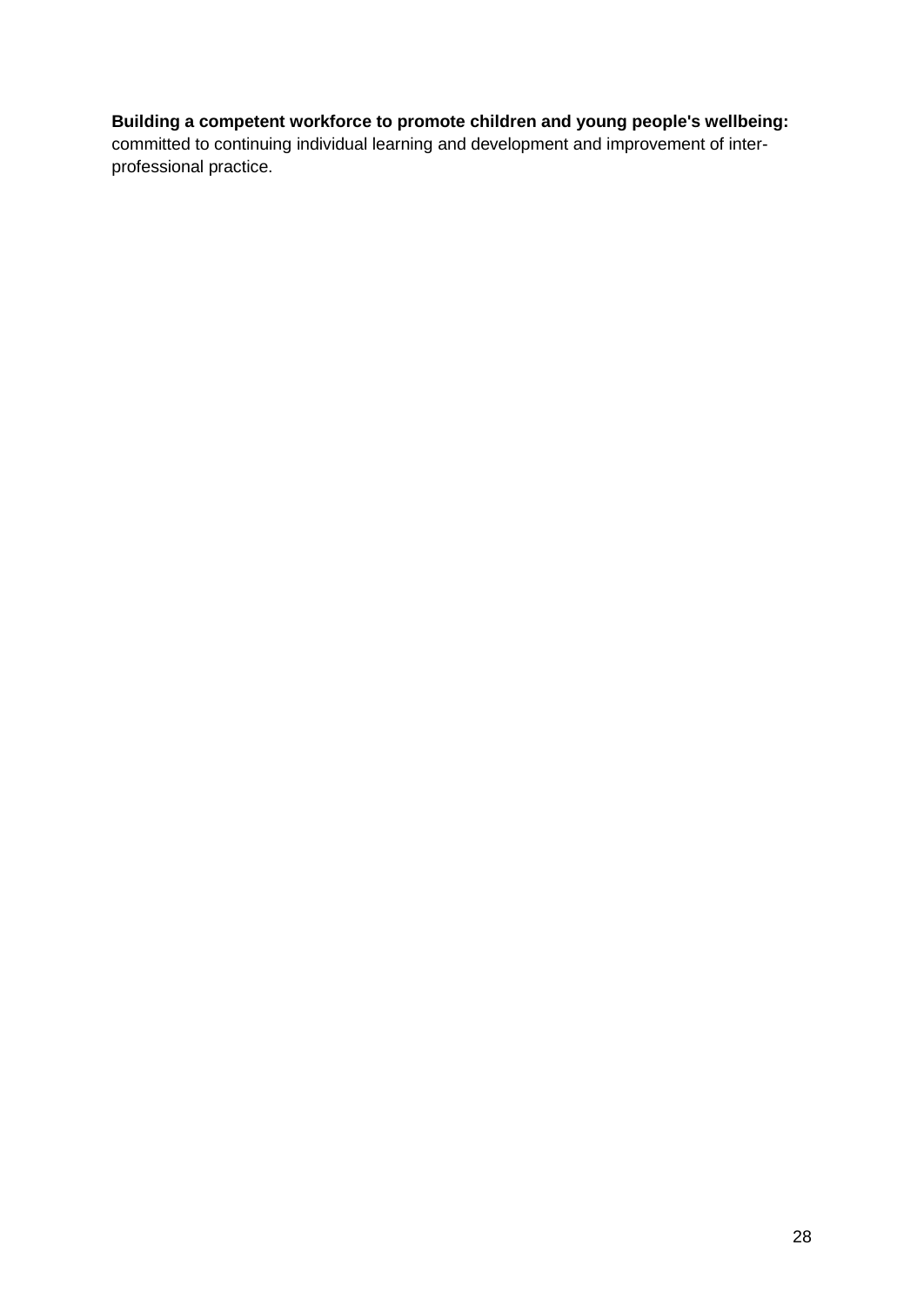**Building a competent workforce to promote children and young people's wellbeing:** committed to continuing individual learning and development and improvement of inter-professional practice.